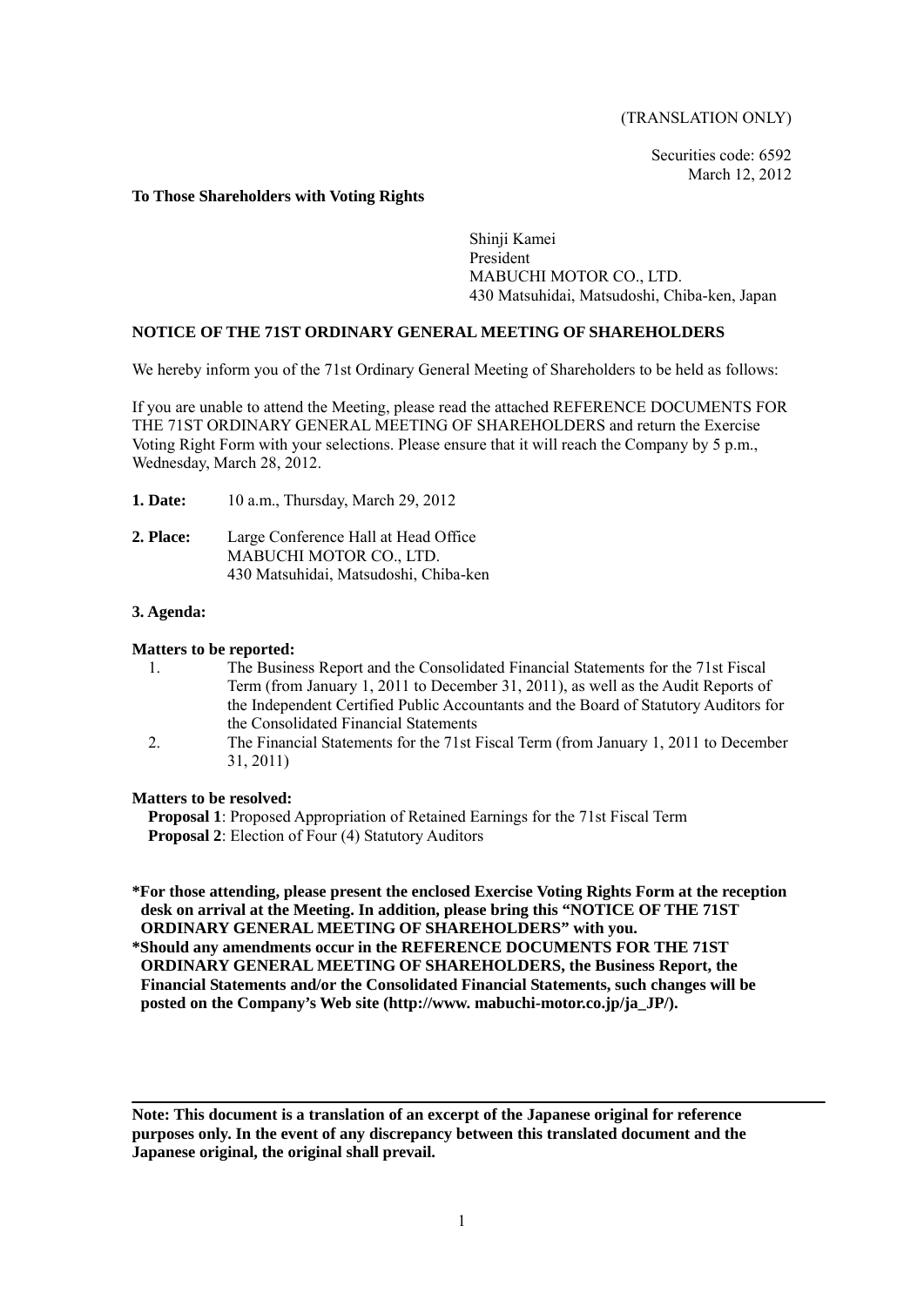(TRANSLATION ONLY)

Securities code: 6592
March 12, 2012

**To Those Shareholders with Voting Rights**

Shinji Kamei
President
MABUCHI MOTOR CO., LTD.
430 Matsuhidai, Matsudoshi, Chiba-ken, Japan

## NOTICE OF THE 71ST ORDINARY GENERAL MEETING OF SHAREHOLDERS

We hereby inform you of the 71st Ordinary General Meeting of Shareholders to be held as follows:

If you are unable to attend the Meeting, please read the attached REFERENCE DOCUMENTS FOR THE 71ST ORDINARY GENERAL MEETING OF SHAREHOLDERS and return the Exercise Voting Right Form with your selections. Please ensure that it will reach the Company by 5 p.m., Wednesday, March 28, 2012.

**1. Date:** 10 a.m., Thursday, March 29, 2012

**2. Place:** Large Conference Hall at Head Office
MABUCHI MOTOR CO., LTD.
430 Matsuhidai, Matsudoshi, Chiba-ken

**3. Agenda:**

**Matters to be reported:**

1. The Business Report and the Consolidated Financial Statements for the 71st Fiscal Term (from January 1, 2011 to December 31, 2011), as well as the Audit Reports of the Independent Certified Public Accountants and the Board of Statutory Auditors for the Consolidated Financial Statements
2. The Financial Statements for the 71st Fiscal Term (from January 1, 2011 to December 31, 2011)

**Matters to be resolved:**

**Proposal 1**: Proposed Appropriation of Retained Earnings for the 71st Fiscal Term
**Proposal 2**: Election of Four (4) Statutory Auditors

**\*For those attending, please present the enclosed Exercise Voting Rights Form at the reception desk on arrival at the Meeting. In addition, please bring this "NOTICE OF THE 71ST ORDINARY GENERAL MEETING OF SHAREHOLDERS" with you.**

**\*Should any amendments occur in the REFERENCE DOCUMENTS FOR THE 71ST ORDINARY GENERAL MEETING OF SHAREHOLDERS, the Business Report, the Financial Statements and/or the Consolidated Financial Statements, such changes will be posted on the Company's Web site (http://www. mabuchi-motor.co.jp/ja_JP/).**

---

**Note: This document is a translation of an excerpt of the Japanese original for reference purposes only. In the event of any discrepancy between this translated document and the Japanese original, the original shall prevail.**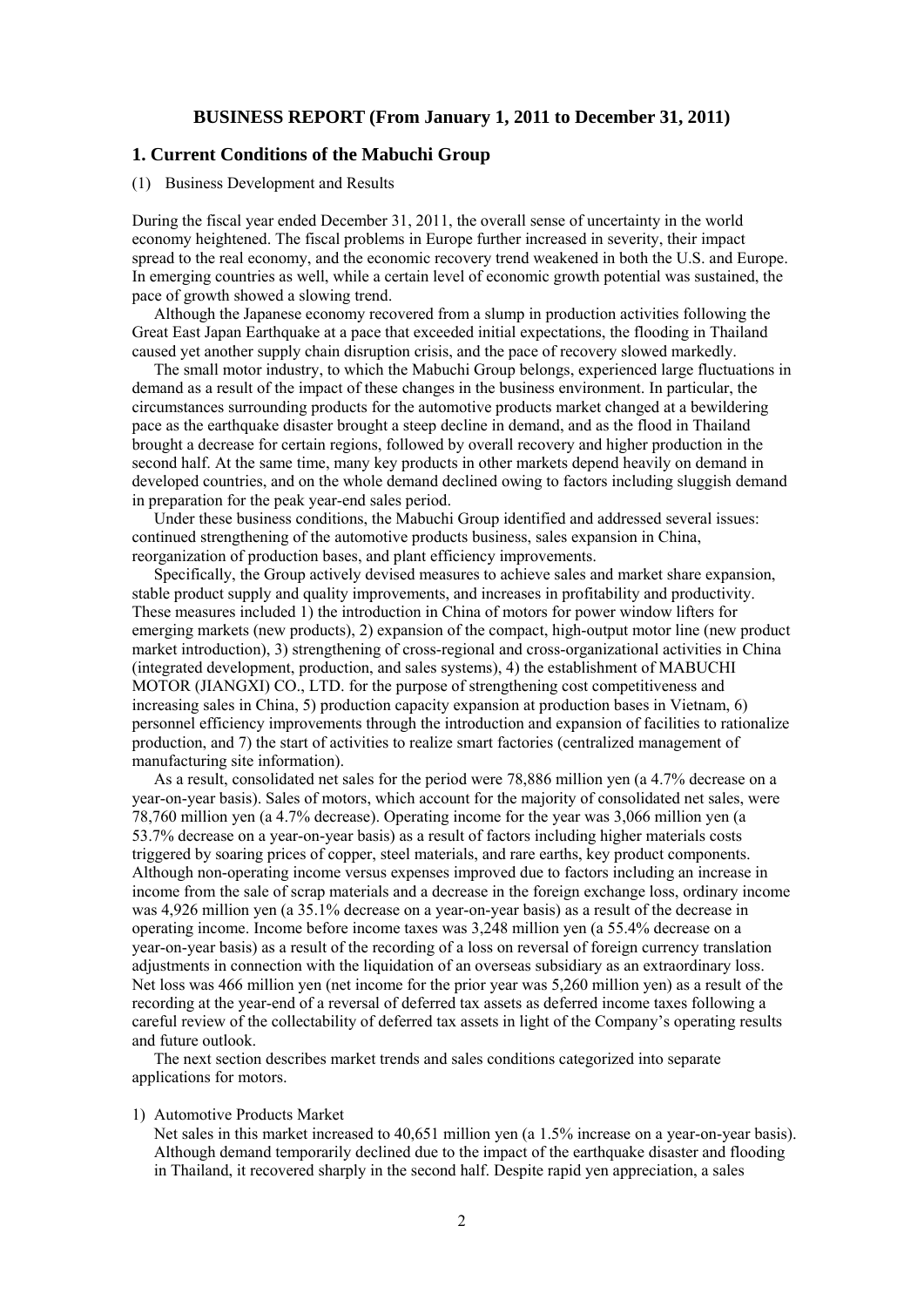## BUSINESS REPORT (From January 1, 2011 to December 31, 2011)

### 1. Current Conditions of the Mabuchi Group

(1) Business Development and Results

During the fiscal year ended December 31, 2011, the overall sense of uncertainty in the world economy heightened. The fiscal problems in Europe further increased in severity, their impact spread to the real economy, and the economic recovery trend weakened in both the U.S. and Europe. In emerging countries as well, while a certain level of economic growth potential was sustained, the pace of growth showed a slowing trend.

Although the Japanese economy recovered from a slump in production activities following the Great East Japan Earthquake at a pace that exceeded initial expectations, the flooding in Thailand caused yet another supply chain disruption crisis, and the pace of recovery slowed markedly.

The small motor industry, to which the Mabuchi Group belongs, experienced large fluctuations in demand as a result of the impact of these changes in the business environment. In particular, the circumstances surrounding products for the automotive products market changed at a bewildering pace as the earthquake disaster brought a steep decline in demand, and as the flood in Thailand brought a decrease for certain regions, followed by overall recovery and higher production in the second half. At the same time, many key products in other markets depend heavily on demand in developed countries, and on the whole demand declined owing to factors including sluggish demand in preparation for the peak year-end sales period.

Under these business conditions, the Mabuchi Group identified and addressed several issues: continued strengthening of the automotive products business, sales expansion in China, reorganization of production bases, and plant efficiency improvements.

Specifically, the Group actively devised measures to achieve sales and market share expansion, stable product supply and quality improvements, and increases in profitability and productivity. These measures included 1) the introduction in China of motors for power window lifters for emerging markets (new products), 2) expansion of the compact, high-output motor line (new product market introduction), 3) strengthening of cross-regional and cross-organizational activities in China (integrated development, production, and sales systems), 4) the establishment of MABUCHI MOTOR (JIANGXI) CO., LTD. for the purpose of strengthening cost competitiveness and increasing sales in China, 5) production capacity expansion at production bases in Vietnam, 6) personnel efficiency improvements through the introduction and expansion of facilities to rationalize production, and 7) the start of activities to realize smart factories (centralized management of manufacturing site information).

As a result, consolidated net sales for the period were 78,886 million yen (a 4.7% decrease on a year-on-year basis). Sales of motors, which account for the majority of consolidated net sales, were 78,760 million yen (a 4.7% decrease). Operating income for the year was 3,066 million yen (a 53.7% decrease on a year-on-year basis) as a result of factors including higher materials costs triggered by soaring prices of copper, steel materials, and rare earths, key product components. Although non-operating income versus expenses improved due to factors including an increase in income from the sale of scrap materials and a decrease in the foreign exchange loss, ordinary income was 4,926 million yen (a 35.1% decrease on a year-on-year basis) as a result of the decrease in operating income. Income before income taxes was 3,248 million yen (a 55.4% decrease on a year-on-year basis) as a result of the recording of a loss on reversal of foreign currency translation adjustments in connection with the liquidation of an overseas subsidiary as an extraordinary loss. Net loss was 466 million yen (net income for the prior year was 5,260 million yen) as a result of the recording at the year-end of a reversal of deferred tax assets as deferred income taxes following a careful review of the collectability of deferred tax assets in light of the Company's operating results and future outlook.

The next section describes market trends and sales conditions categorized into separate applications for motors.

1) Automotive Products Market

Net sales in this market increased to 40,651 million yen (a 1.5% increase on a year-on-year basis). Although demand temporarily declined due to the impact of the earthquake disaster and flooding in Thailand, it recovered sharply in the second half. Despite rapid yen appreciation, a sales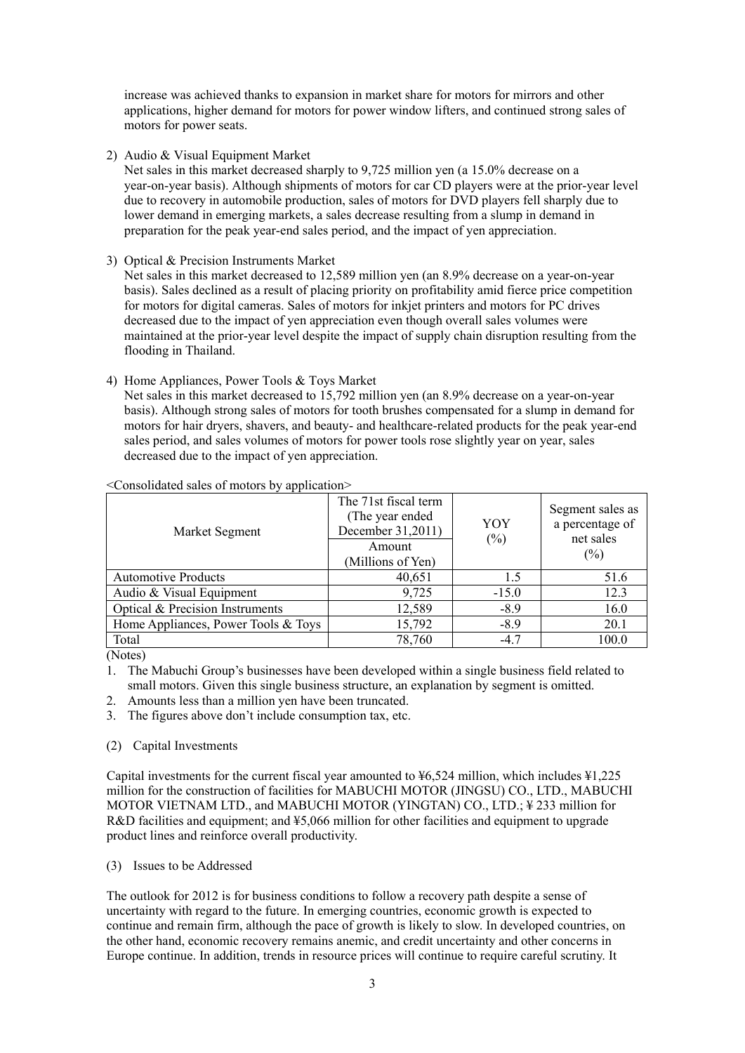increase was achieved thanks to expansion in market share for motors for mirrors and other applications, higher demand for motors for power window lifters, and continued strong sales of motors for power seats.

2) Audio & Visual Equipment Market

Net sales in this market decreased sharply to 9,725 million yen (a 15.0% decrease on a year-on-year basis). Although shipments of motors for car CD players were at the prior-year level due to recovery in automobile production, sales of motors for DVD players fell sharply due to lower demand in emerging markets, a sales decrease resulting from a slump in demand in preparation for the peak year-end sales period, and the impact of yen appreciation.

3) Optical & Precision Instruments Market

Net sales in this market decreased to 12,589 million yen (an 8.9% decrease on a year-on-year basis). Sales declined as a result of placing priority on profitability amid fierce price competition for motors for digital cameras. Sales of motors for inkjet printers and motors for PC drives decreased due to the impact of yen appreciation even though overall sales volumes were maintained at the prior-year level despite the impact of supply chain disruption resulting from the flooding in Thailand.

4) Home Appliances, Power Tools & Toys Market

Net sales in this market decreased to 15,792 million yen (an 8.9% decrease on a year-on-year basis). Although strong sales of motors for tooth brushes compensated for a slump in demand for motors for hair dryers, shavers, and beauty- and healthcare-related products for the peak year-end sales period, and sales volumes of motors for power tools rose slightly year on year, sales decreased due to the impact of yen appreciation.

<Consolidated sales of motors by application>

| Market Segment | The 71st fiscal term (The year ended December 31,2011) Amount (Millions of Yen) | YOY (%) | Segment sales as a percentage of net sales (%) |
|---|---|---|---|
| Automotive Products | 40,651 | 1.5 | 51.6 |
| Audio & Visual Equipment | 9,725 | -15.0 | 12.3 |
| Optical & Precision Instruments | 12,589 | -8.9 | 16.0 |
| Home Appliances, Power Tools & Toys | 15,792 | -8.9 | 20.1 |
| Total | 78,760 | -4.7 | 100.0 |

(Notes)

1. The Mabuchi Group's businesses have been developed within a single business field related to small motors. Given this single business structure, an explanation by segment is omitted.
2. Amounts less than a million yen have been truncated.
3. The figures above don't include consumption tax, etc.

(2) Capital Investments

Capital investments for the current fiscal year amounted to ¥6,524 million, which includes ¥1,225 million for the construction of facilities for MABUCHI MOTOR (JINGSU) CO., LTD., MABUCHI MOTOR VIETNAM LTD., and MABUCHI MOTOR (YINGTAN) CO., LTD.; ¥ 233 million for R&D facilities and equipment; and ¥5,066 million for other facilities and equipment to upgrade product lines and reinforce overall productivity.

(3) Issues to be Addressed

The outlook for 2012 is for business conditions to follow a recovery path despite a sense of uncertainty with regard to the future. In emerging countries, economic growth is expected to continue and remain firm, although the pace of growth is likely to slow. In developed countries, on the other hand, economic recovery remains anemic, and credit uncertainty and other concerns in Europe continue. In addition, trends in resource prices will continue to require careful scrutiny. It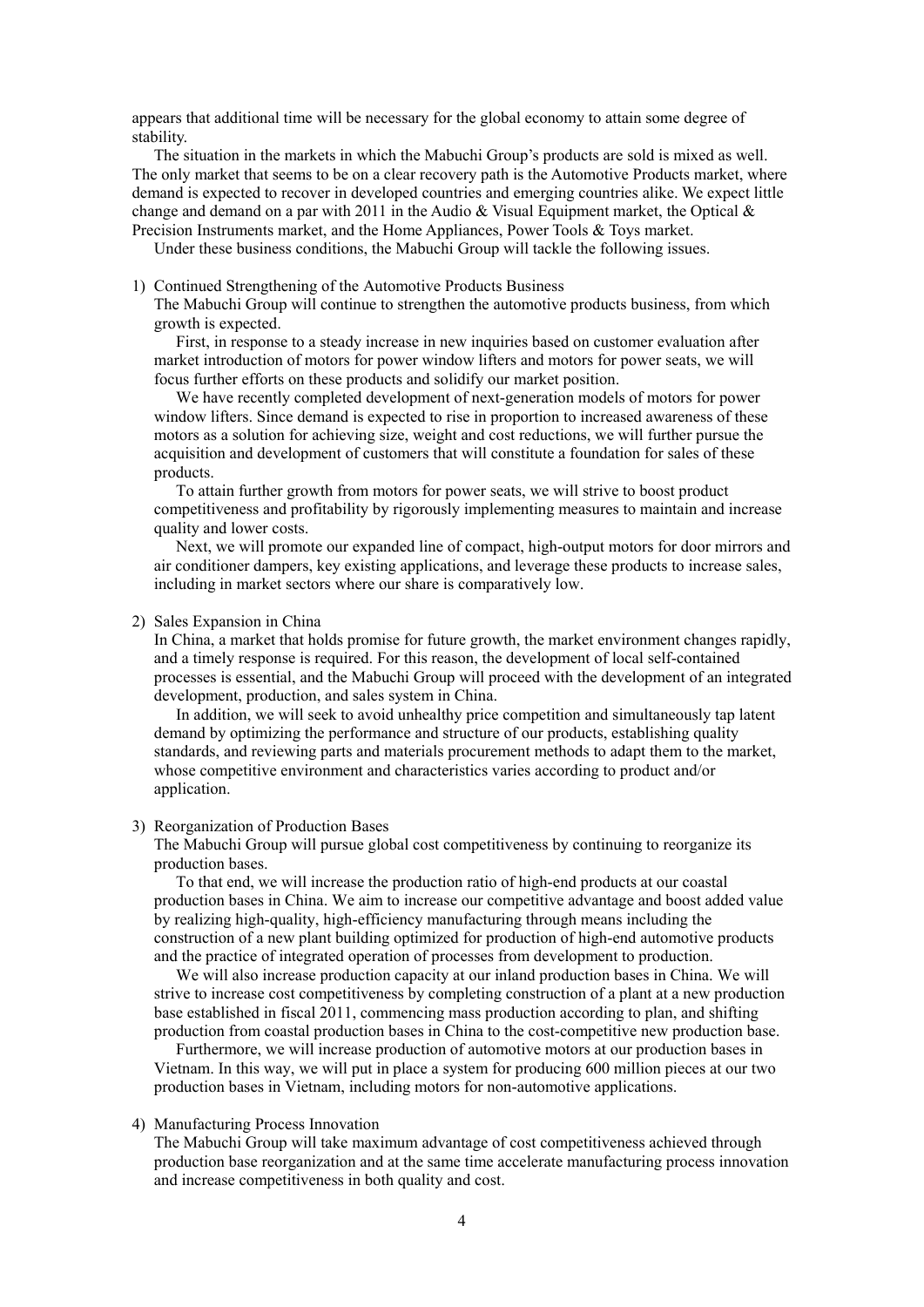appears that additional time will be necessary for the global economy to attain some degree of stability.

The situation in the markets in which the Mabuchi Group's products are sold is mixed as well. The only market that seems to be on a clear recovery path is the Automotive Products market, where demand is expected to recover in developed countries and emerging countries alike. We expect little change and demand on a par with 2011 in the Audio & Visual Equipment market, the Optical & Precision Instruments market, and the Home Appliances, Power Tools & Toys market.

Under these business conditions, the Mabuchi Group will tackle the following issues.

1) Continued Strengthening of the Automotive Products Business

The Mabuchi Group will continue to strengthen the automotive products business, from which growth is expected.

First, in response to a steady increase in new inquiries based on customer evaluation after market introduction of motors for power window lifters and motors for power seats, we will focus further efforts on these products and solidify our market position.

We have recently completed development of next-generation models of motors for power window lifters. Since demand is expected to rise in proportion to increased awareness of these motors as a solution for achieving size, weight and cost reductions, we will further pursue the acquisition and development of customers that will constitute a foundation for sales of these products.

To attain further growth from motors for power seats, we will strive to boost product competitiveness and profitability by rigorously implementing measures to maintain and increase quality and lower costs.

Next, we will promote our expanded line of compact, high-output motors for door mirrors and air conditioner dampers, key existing applications, and leverage these products to increase sales, including in market sectors where our share is comparatively low.

2) Sales Expansion in China

In China, a market that holds promise for future growth, the market environment changes rapidly, and a timely response is required. For this reason, the development of local self-contained processes is essential, and the Mabuchi Group will proceed with the development of an integrated development, production, and sales system in China.

In addition, we will seek to avoid unhealthy price competition and simultaneously tap latent demand by optimizing the performance and structure of our products, establishing quality standards, and reviewing parts and materials procurement methods to adapt them to the market, whose competitive environment and characteristics varies according to product and/or application.

3) Reorganization of Production Bases

The Mabuchi Group will pursue global cost competitiveness by continuing to reorganize its production bases.

To that end, we will increase the production ratio of high-end products at our coastal production bases in China. We aim to increase our competitive advantage and boost added value by realizing high-quality, high-efficiency manufacturing through means including the construction of a new plant building optimized for production of high-end automotive products and the practice of integrated operation of processes from development to production.

We will also increase production capacity at our inland production bases in China. We will strive to increase cost competitiveness by completing construction of a plant at a new production base established in fiscal 2011, commencing mass production according to plan, and shifting production from coastal production bases in China to the cost-competitive new production base.

Furthermore, we will increase production of automotive motors at our production bases in Vietnam. In this way, we will put in place a system for producing 600 million pieces at our two production bases in Vietnam, including motors for non-automotive applications.

4) Manufacturing Process Innovation

The Mabuchi Group will take maximum advantage of cost competitiveness achieved through production base reorganization and at the same time accelerate manufacturing process innovation and increase competitiveness in both quality and cost.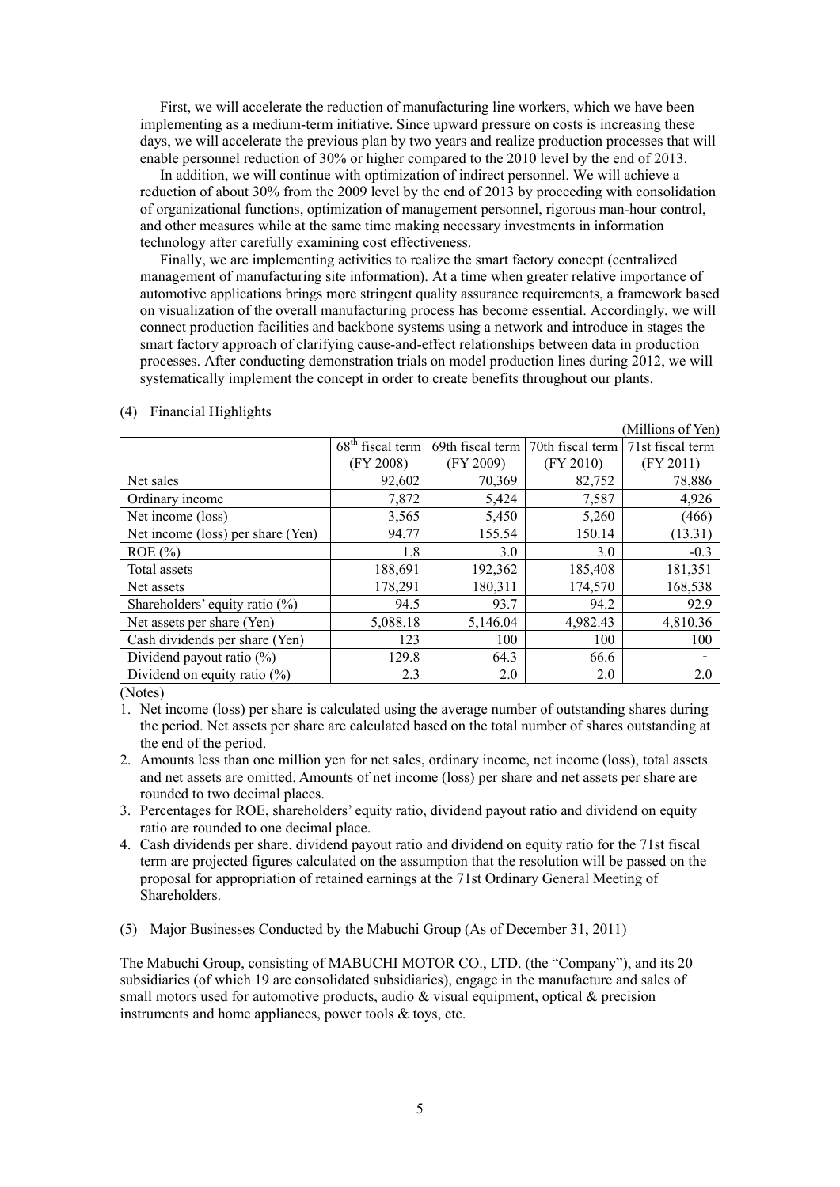First, we will accelerate the reduction of manufacturing line workers, which we have been implementing as a medium-term initiative. Since upward pressure on costs is increasing these days, we will accelerate the previous plan by two years and realize production processes that will enable personnel reduction of 30% or higher compared to the 2010 level by the end of 2013.

In addition, we will continue with optimization of indirect personnel. We will achieve a reduction of about 30% from the 2009 level by the end of 2013 by proceeding with consolidation of organizational functions, optimization of management personnel, rigorous man-hour control, and other measures while at the same time making necessary investments in information technology after carefully examining cost effectiveness.

Finally, we are implementing activities to realize the smart factory concept (centralized management of manufacturing site information). At a time when greater relative importance of automotive applications brings more stringent quality assurance requirements, a framework based on visualization of the overall manufacturing process has become essential. Accordingly, we will connect production facilities and backbone systems using a network and introduce in stages the smart factory approach of clarifying cause-and-effect relationships between data in production processes. After conducting demonstration trials on model production lines during 2012, we will systematically implement the concept in order to create benefits throughout our plants.

(4) Financial Highlights

(Millions of Yen)

| | 68th fiscal term (FY 2008) | 69th fiscal term (FY 2009) | 70th fiscal term (FY 2010) | 71st fiscal term (FY 2011) |
|---|---|---|---|---|
| Net sales | 92,602 | 70,369 | 82,752 | 78,886 |
| Ordinary income | 7,872 | 5,424 | 7,587 | 4,926 |
| Net income (loss) | 3,565 | 5,450 | 5,260 | (466) |
| Net income (loss) per share (Yen) | 94.77 | 155.54 | 150.14 | (13.31) |
| ROE (%) | 1.8 | 3.0 | 3.0 | -0.3 |
| Total assets | 188,691 | 192,362 | 185,408 | 181,351 |
| Net assets | 178,291 | 180,311 | 174,570 | 168,538 |
| Shareholders' equity ratio (%) | 94.5 | 93.7 | 94.2 | 92.9 |
| Net assets per share (Yen) | 5,088.18 | 5,146.04 | 4,982.43 | 4,810.36 |
| Cash dividends per share (Yen) | 123 | 100 | 100 | 100 |
| Dividend payout ratio (%) | 129.8 | 64.3 | 66.6 | - |
| Dividend on equity ratio (%) | 2.3 | 2.0 | 2.0 | 2.0 |

(Notes)

1. Net income (loss) per share is calculated using the average number of outstanding shares during the period. Net assets per share are calculated based on the total number of shares outstanding at the end of the period.
2. Amounts less than one million yen for net sales, ordinary income, net income (loss), total assets and net assets are omitted. Amounts of net income (loss) per share and net assets per share are rounded to two decimal places.
3. Percentages for ROE, shareholders' equity ratio, dividend payout ratio and dividend on equity ratio are rounded to one decimal place.
4. Cash dividends per share, dividend payout ratio and dividend on equity ratio for the 71st fiscal term are projected figures calculated on the assumption that the resolution will be passed on the proposal for appropriation of retained earnings at the 71st Ordinary General Meeting of Shareholders.

(5) Major Businesses Conducted by the Mabuchi Group (As of December 31, 2011)

The Mabuchi Group, consisting of MABUCHI MOTOR CO., LTD. (the "Company"), and its 20 subsidiaries (of which 19 are consolidated subsidiaries), engage in the manufacture and sales of small motors used for automotive products, audio & visual equipment, optical & precision instruments and home appliances, power tools & toys, etc.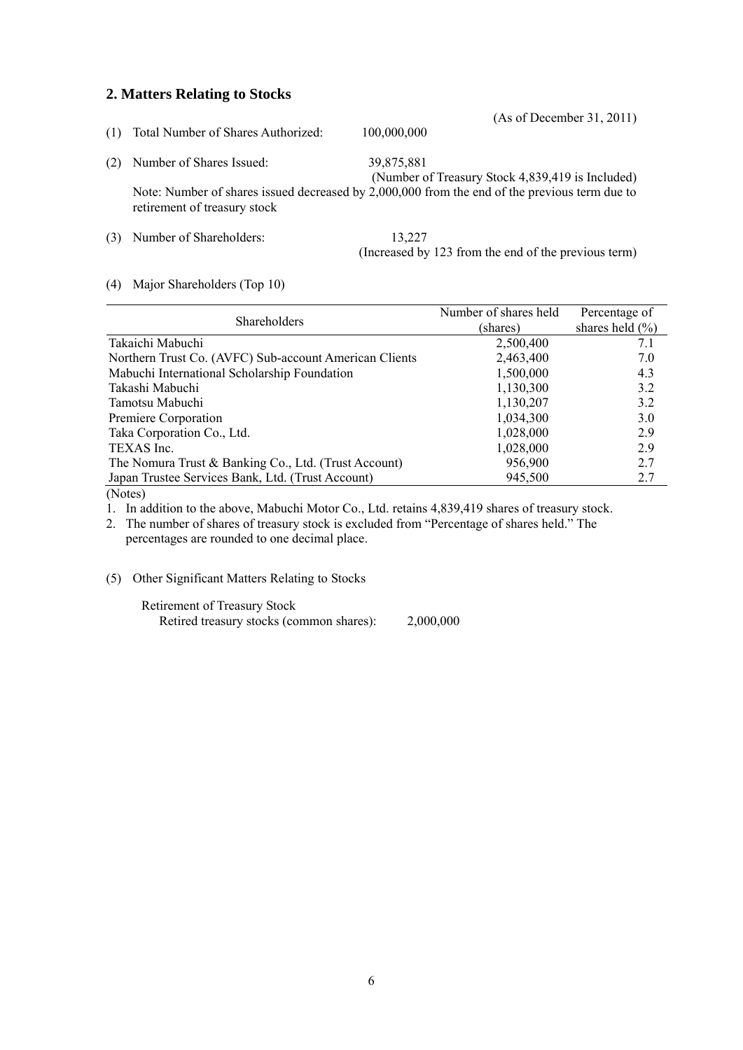## 2. Matters Relating to Stocks

(As of December 31, 2011)

(1) Total Number of Shares Authorized: 100,000,000

(2) Number of Shares Issued: 39,875,881
(Number of Treasury Stock 4,839,419 is Included)

Note: Number of shares issued decreased by 2,000,000 from the end of the previous term due to retirement of treasury stock

(3) Number of Shareholders: 13,227
(Increased by 123 from the end of the previous term)

(4) Major Shareholders (Top 10)

| Shareholders | Number of shares held (shares) | Percentage of shares held (%) |
|---|---|---|
| Takaichi Mabuchi | 2,500,400 | 7.1 |
| Northern Trust Co. (AVFC) Sub-account American Clients | 2,463,400 | 7.0 |
| Mabuchi International Scholarship Foundation | 1,500,000 | 4.3 |
| Takashi Mabuchi | 1,130,300 | 3.2 |
| Tamotsu Mabuchi | 1,130,207 | 3.2 |
| Premiere Corporation | 1,034,300 | 3.0 |
| Taka Corporation Co., Ltd. | 1,028,000 | 2.9 |
| TEXAS Inc. | 1,028,000 | 2.9 |
| The Nomura Trust & Banking Co., Ltd. (Trust Account) | 956,900 | 2.7 |
| Japan Trustee Services Bank, Ltd. (Trust Account) | 945,500 | 2.7 |

(Notes)

1. In addition to the above, Mabuchi Motor Co., Ltd. retains 4,839,419 shares of treasury stock.
2. The number of shares of treasury stock is excluded from "Percentage of shares held." The percentages are rounded to one decimal place.

(5) Other Significant Matters Relating to Stocks

Retirement of Treasury Stock
Retired treasury stocks (common shares): 2,000,000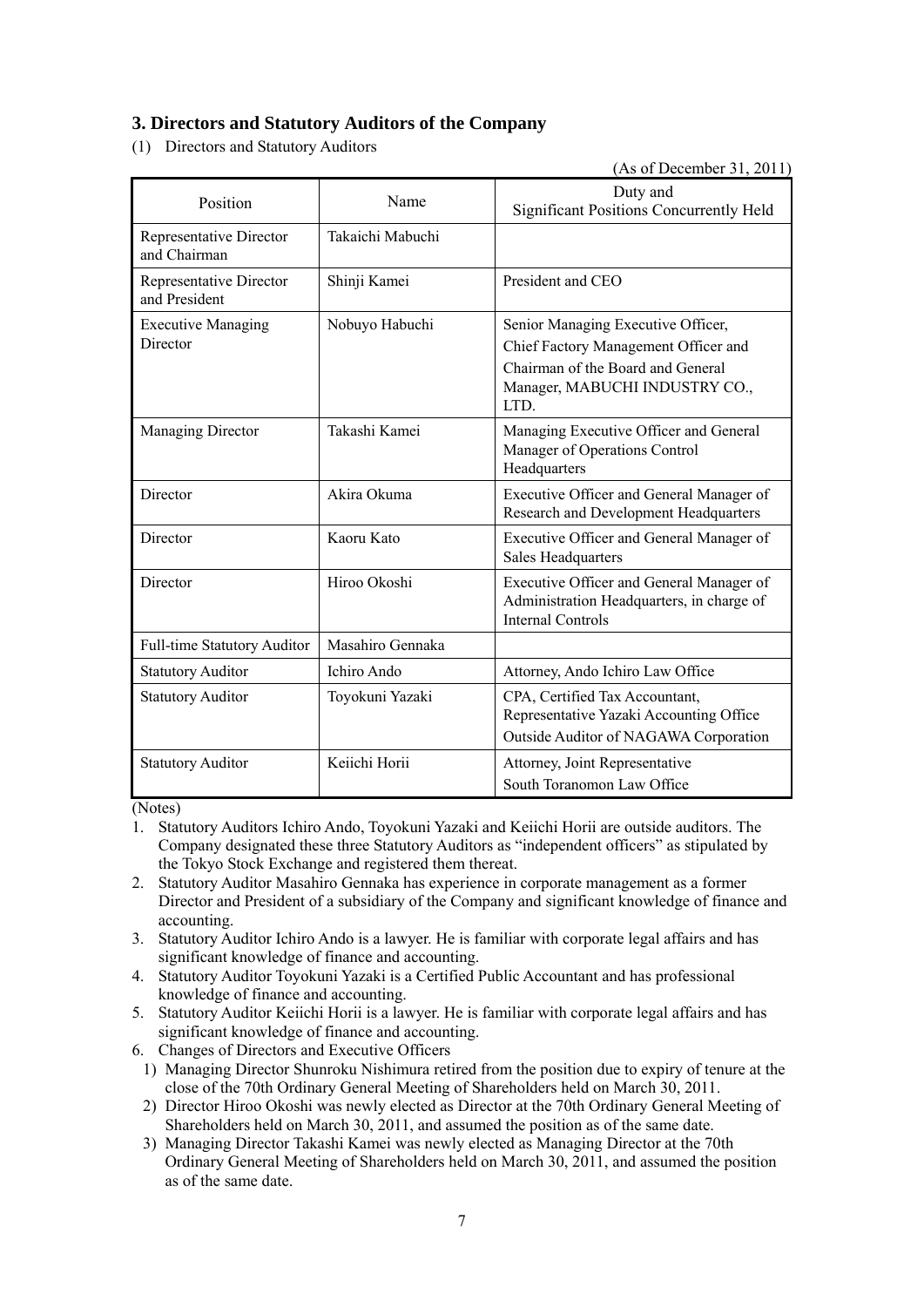## 3. Directors and Statutory Auditors of the Company

(1) Directors and Statutory Auditors

(As of December 31, 2011)

| Position | Name | Duty and Significant Positions Concurrently Held |
|---|---|---|
| Representative Director and Chairman | Takaichi Mabuchi | |
| Representative Director and President | Shinji Kamei | President and CEO |
| Executive Managing Director | Nobuyo Habuchi | Senior Managing Executive Officer, Chief Factory Management Officer and Chairman of the Board and General Manager, MABUCHI INDUSTRY CO., LTD. |
| Managing Director | Takashi Kamei | Managing Executive Officer and General Manager of Operations Control Headquarters |
| Director | Akira Okuma | Executive Officer and General Manager of Research and Development Headquarters |
| Director | Kaoru Kato | Executive Officer and General Manager of Sales Headquarters |
| Director | Hiroo Okoshi | Executive Officer and General Manager of Administration Headquarters, in charge of Internal Controls |
| Full-time Statutory Auditor | Masahiro Gennaka | |
| Statutory Auditor | Ichiro Ando | Attorney, Ando Ichiro Law Office |
| Statutory Auditor | Toyokuni Yazaki | CPA, Certified Tax Accountant, Representative Yazaki Accounting Office<br>Outside Auditor of NAGAWA Corporation |
| Statutory Auditor | Keiichi Horii | Attorney, Joint Representative<br>South Toranomon Law Office |

(Notes)

1. Statutory Auditors Ichiro Ando, Toyokuni Yazaki and Keiichi Horii are outside auditors. The Company designated these three Statutory Auditors as "independent officers" as stipulated by the Tokyo Stock Exchange and registered them thereat.
2. Statutory Auditor Masahiro Gennaka has experience in corporate management as a former Director and President of a subsidiary of the Company and significant knowledge of finance and accounting.
3. Statutory Auditor Ichiro Ando is a lawyer. He is familiar with corporate legal affairs and has significant knowledge of finance and accounting.
4. Statutory Auditor Toyokuni Yazaki is a Certified Public Accountant and has professional knowledge of finance and accounting.
5. Statutory Auditor Keiichi Horii is a lawyer. He is familiar with corporate legal affairs and has significant knowledge of finance and accounting.
6. Changes of Directors and Executive Officers
   1) Managing Director Shunroku Nishimura retired from the position due to expiry of tenure at the close of the 70th Ordinary General Meeting of Shareholders held on March 30, 2011.
   2) Director Hiroo Okoshi was newly elected as Director at the 70th Ordinary General Meeting of Shareholders held on March 30, 2011, and assumed the position as of the same date.
   3) Managing Director Takashi Kamei was newly elected as Managing Director at the 70th Ordinary General Meeting of Shareholders held on March 30, 2011, and assumed the position as of the same date.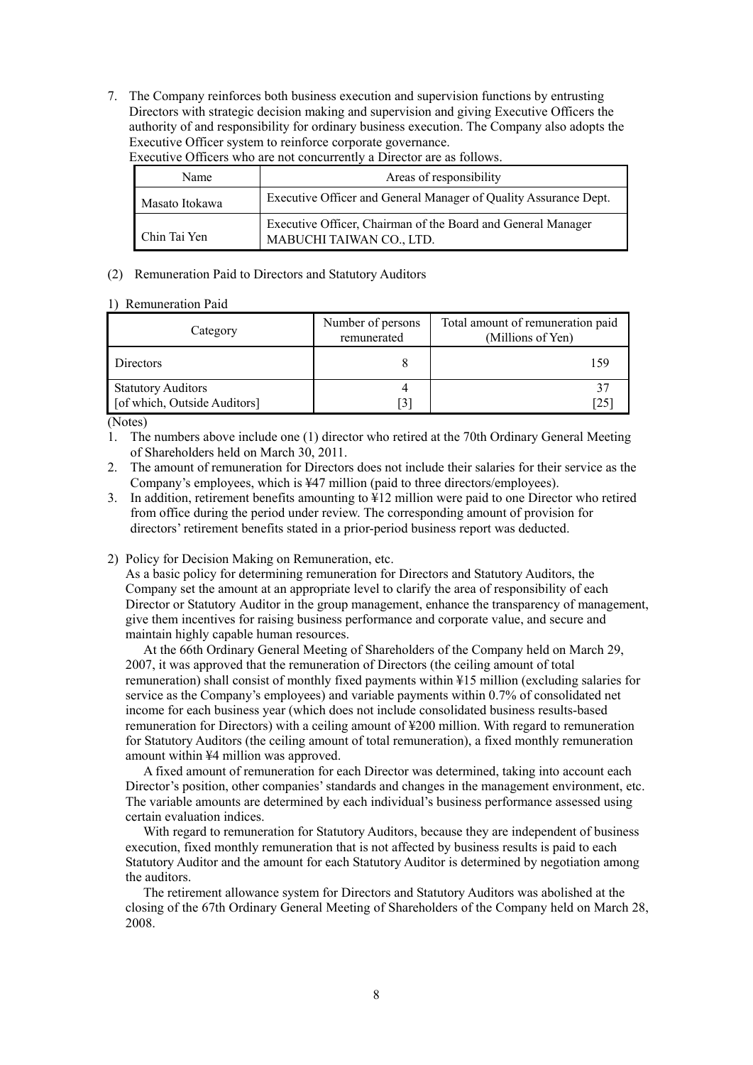7. The Company reinforces both business execution and supervision functions by entrusting Directors with strategic decision making and supervision and giving Executive Officers the authority of and responsibility for ordinary business execution. The Company also adopts the Executive Officer system to reinforce corporate governance.
   Executive Officers who are not concurrently a Director are as follows.

| Name | Areas of responsibility |
|---|---|
| Masato Itokawa | Executive Officer and General Manager of Quality Assurance Dept. |
| Chin Tai Yen | Executive Officer, Chairman of the Board and General Manager MABUCHI TAIWAN CO., LTD. |

(2) Remuneration Paid to Directors and Statutory Auditors

1) Remuneration Paid

| Category | Number of persons remunerated | Total amount of remuneration paid (Millions of Yen) |
|---|---|---|
| Directors | 8 | 159 |
| Statutory Auditors<br>[of which, Outside Auditors] | 4<br>[3] | 37<br>[25] |

(Notes)

1. The numbers above include one (1) director who retired at the 70th Ordinary General Meeting of Shareholders held on March 30, 2011.
2. The amount of remuneration for Directors does not include their salaries for their service as the Company's employees, which is ¥47 million (paid to three directors/employees).
3. In addition, retirement benefits amounting to ¥12 million were paid to one Director who retired from office during the period under review. The corresponding amount of provision for directors' retirement benefits stated in a prior-period business report was deducted.

2) Policy for Decision Making on Remuneration, etc.

As a basic policy for determining remuneration for Directors and Statutory Auditors, the Company set the amount at an appropriate level to clarify the area of responsibility of each Director or Statutory Auditor in the group management, enhance the transparency of management, give them incentives for raising business performance and corporate value, and secure and maintain highly capable human resources.

At the 66th Ordinary General Meeting of Shareholders of the Company held on March 29, 2007, it was approved that the remuneration of Directors (the ceiling amount of total remuneration) shall consist of monthly fixed payments within ¥15 million (excluding salaries for service as the Company's employees) and variable payments within 0.7% of consolidated net income for each business year (which does not include consolidated business results-based remuneration for Directors) with a ceiling amount of ¥200 million. With regard to remuneration for Statutory Auditors (the ceiling amount of total remuneration), a fixed monthly remuneration amount within ¥4 million was approved.

A fixed amount of remuneration for each Director was determined, taking into account each Director's position, other companies' standards and changes in the management environment, etc. The variable amounts are determined by each individual's business performance assessed using certain evaluation indices.

With regard to remuneration for Statutory Auditors, because they are independent of business execution, fixed monthly remuneration that is not affected by business results is paid to each Statutory Auditor and the amount for each Statutory Auditor is determined by negotiation among the auditors.

The retirement allowance system for Directors and Statutory Auditors was abolished at the closing of the 67th Ordinary General Meeting of Shareholders of the Company held on March 28, 2008.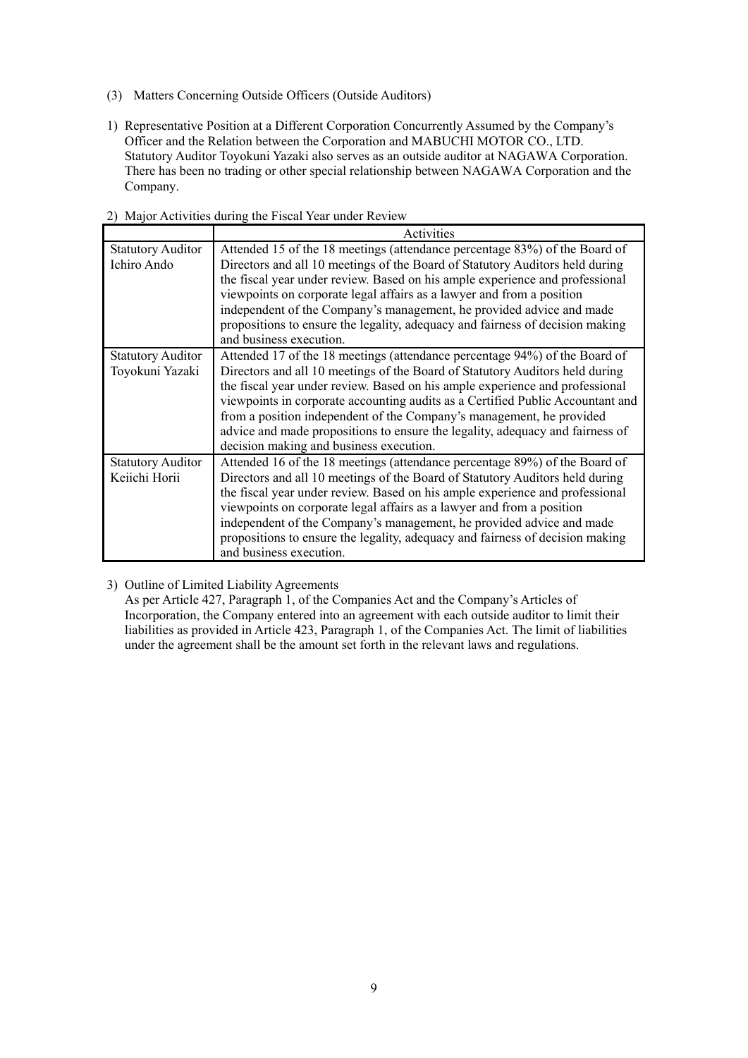### (3) Matters Concerning Outside Officers (Outside Auditors)

1) Representative Position at a Different Corporation Concurrently Assumed by the Company's Officer and the Relation between the Corporation and MABUCHI MOTOR CO., LTD.
Statutory Auditor Toyokuni Yazaki also serves as an outside auditor at NAGAWA Corporation. There has been no trading or other special relationship between NAGAWA Corporation and the Company.

2) Major Activities during the Fiscal Year under Review

| | Activities |
|---|---|
| Statutory Auditor Ichiro Ando | Attended 15 of the 18 meetings (attendance percentage 83%) of the Board of Directors and all 10 meetings of the Board of Statutory Auditors held during the fiscal year under review. Based on his ample experience and professional viewpoints on corporate legal affairs as a lawyer and from a position independent of the Company's management, he provided advice and made propositions to ensure the legality, adequacy and fairness of decision making and business execution. |
| Statutory Auditor Toyokuni Yazaki | Attended 17 of the 18 meetings (attendance percentage 94%) of the Board of Directors and all 10 meetings of the Board of Statutory Auditors held during the fiscal year under review. Based on his ample experience and professional viewpoints in corporate accounting audits as a Certified Public Accountant and from a position independent of the Company's management, he provided advice and made propositions to ensure the legality, adequacy and fairness of decision making and business execution. |
| Statutory Auditor Keiichi Horii | Attended 16 of the 18 meetings (attendance percentage 89%) of the Board of Directors and all 10 meetings of the Board of Statutory Auditors held during the fiscal year under review. Based on his ample experience and professional viewpoints on corporate legal affairs as a lawyer and from a position independent of the Company's management, he provided advice and made propositions to ensure the legality, adequacy and fairness of decision making and business execution. |

3) Outline of Limited Liability Agreements
As per Article 427, Paragraph 1, of the Companies Act and the Company's Articles of Incorporation, the Company entered into an agreement with each outside auditor to limit their liabilities as provided in Article 423, Paragraph 1, of the Companies Act. The limit of liabilities under the agreement shall be the amount set forth in the relevant laws and regulations.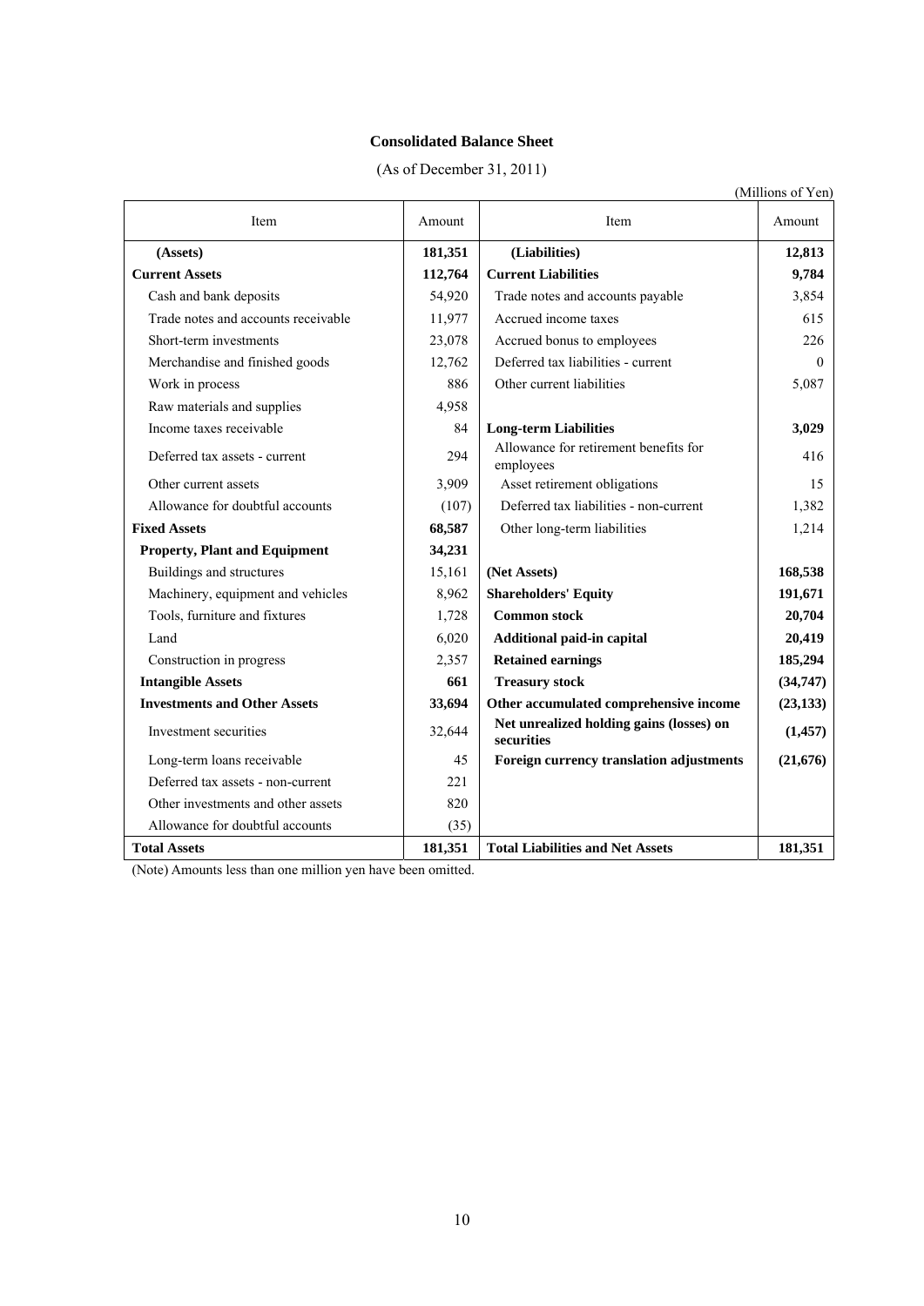**Consolidated Balance Sheet**

(As of December 31, 2011)

(Millions of Yen)

| Item | Amount | Item | Amount |
|---|---|---|---|
| **(Assets)** | **181,351** | **(Liabilities)** | **12,813** |
| **Current Assets** | **112,764** | **Current Liabilities** | **9,784** |
| Cash and bank deposits | 54,920 | Trade notes and accounts payable | 3,854 |
| Trade notes and accounts receivable | 11,977 | Accrued income taxes | 615 |
| Short-term investments | 23,078 | Accrued bonus to employees | 226 |
| Merchandise and finished goods | 12,762 | Deferred tax liabilities - current | 0 |
| Work in process | 886 | Other current liabilities | 5,087 |
| Raw materials and supplies | 4,958 | | |
| Income taxes receivable | 84 | **Long-term Liabilities** | **3,029** |
| Deferred tax assets - current | 294 | Allowance for retirement benefits for employees | 416 |
| Other current assets | 3,909 | Asset retirement obligations | 15 |
| Allowance for doubtful accounts | (107) | Deferred tax liabilities - non-current | 1,382 |
| **Fixed Assets** | **68,587** | Other long-term liabilities | 1,214 |
| **Property, Plant and Equipment** | **34,231** | | |
| Buildings and structures | 15,161 | **(Net Assets)** | **168,538** |
| Machinery, equipment and vehicles | 8,962 | **Shareholders' Equity** | **191,671** |
| Tools, furniture and fixtures | 1,728 | **Common stock** | **20,704** |
| Land | 6,020 | **Additional paid-in capital** | **20,419** |
| Construction in progress | 2,357 | **Retained earnings** | **185,294** |
| **Intangible Assets** | **661** | **Treasury stock** | **(34,747)** |
| **Investments and Other Assets** | **33,694** | **Other accumulated comprehensive income** | **(23,133)** |
| Investment securities | 32,644 | **Net unrealized holding gains (losses) on securities** | **(1,457)** |
| Long-term loans receivable | 45 | **Foreign currency translation adjustments** | **(21,676)** |
| Deferred tax assets - non-current | 221 | | |
| Other investments and other assets | 820 | | |
| Allowance for doubtful accounts | (35) | | |
| **Total Assets** | **181,351** | **Total Liabilities and Net Assets** | **181,351** |

(Note) Amounts less than one million yen have been omitted.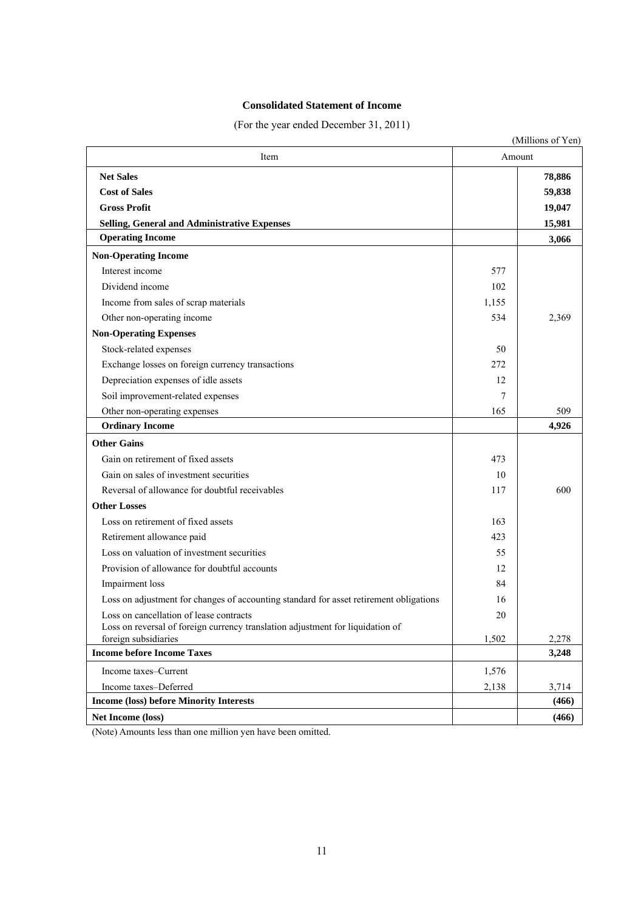## Consolidated Statement of Income

(For the year ended December 31, 2011)

(Millions of Yen)

| Item | Amount | |
|---|---|---|
| **Net Sales** | | **78,886** |
| **Cost of Sales** | | **59,838** |
| **Gross Profit** | | **19,047** |
| **Selling, General and Administrative Expenses** | | **15,981** |
| **Operating Income** | | **3,066** |
| **Non-Operating Income** | | |
| Interest income | 577 | |
| Dividend income | 102 | |
| Income from sales of scrap materials | 1,155 | |
| Other non-operating income | 534 | 2,369 |
| **Non-Operating Expenses** | | |
| Stock-related expenses | 50 | |
| Exchange losses on foreign currency transactions | 272 | |
| Depreciation expenses of idle assets | 12 | |
| Soil improvement-related expenses | 7 | |
| Other non-operating expenses | 165 | 509 |
| **Ordinary Income** | | **4,926** |
| **Other Gains** | | |
| Gain on retirement of fixed assets | 473 | |
| Gain on sales of investment securities | 10 | |
| Reversal of allowance for doubtful receivables | 117 | 600 |
| **Other Losses** | | |
| Loss on retirement of fixed assets | 163 | |
| Retirement allowance paid | 423 | |
| Loss on valuation of investment securities | 55 | |
| Provision of allowance for doubtful accounts | 12 | |
| Impairment loss | 84 | |
| Loss on adjustment for changes of accounting standard for asset retirement obligations | 16 | |
| Loss on cancellation of lease contracts | 20 | |
| Loss on reversal of foreign currency translation adjustment for liquidation of foreign subsidiaries | 1,502 | 2,278 |
| **Income before Income Taxes** | | **3,248** |
| Income taxes–Current | 1,576 | |
| Income taxes–Deferred | 2,138 | 3,714 |
| **Income (loss) before Minority Interests** | | **(466)** |
| **Net Income (loss)** | | **(466)** |

(Note) Amounts less than one million yen have been omitted.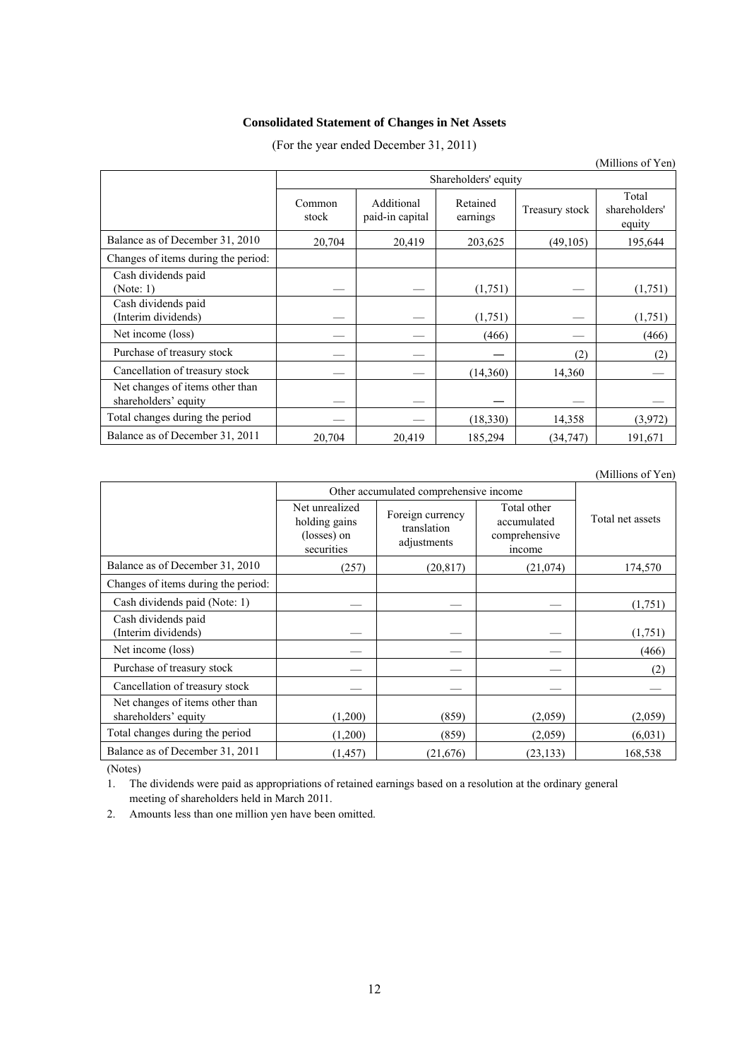**Consolidated Statement of Changes in Net Assets**

(For the year ended December 31, 2011)

(Millions of Yen)

| | Shareholders' equity | | | | |
|---|---|---|---|---|---|
| | Common stock | Additional paid-in capital | Retained earnings | Treasury stock | Total shareholders' equity |
| Balance as of December 31, 2010 | 20,704 | 20,419 | 203,625 | (49,105) | 195,644 |
| Changes of items during the period: | | | | | |
| Cash dividends paid (Note: 1) | — | — | (1,751) | — | (1,751) |
| Cash dividends paid (Interim dividends) | — | — | (1,751) | — | (1,751) |
| Net income (loss) | — | — | (466) | — | (466) |
| Purchase of treasury stock | — | — | — | (2) | (2) |
| Cancellation of treasury stock | — | — | (14,360) | 14,360 | — |
| Net changes of items other than shareholders' equity | — | — | — | — | — |
| Total changes during the period | — | — | (18,330) | 14,358 | (3,972) |
| Balance as of December 31, 2011 | 20,704 | 20,419 | 185,294 | (34,747) | 191,671 |

(Millions of Yen)

| | Other accumulated comprehensive income | | | Total net assets |
|---|---|---|---|---|
| | Net unrealized holding gains (losses) on securities | Foreign currency translation adjustments | Total other accumulated comprehensive income | |
| Balance as of December 31, 2010 | (257) | (20,817) | (21,074) | 174,570 |
| Changes of items during the period: | | | | |
| Cash dividends paid (Note: 1) | — | — | — | (1,751) |
| Cash dividends paid (Interim dividends) | — | — | — | (1,751) |
| Net income (loss) | — | — | — | (466) |
| Purchase of treasury stock | — | — | — | (2) |
| Cancellation of treasury stock | — | — | — | — |
| Net changes of items other than shareholders' equity | (1,200) | (859) | (2,059) | (2,059) |
| Total changes during the period | (1,200) | (859) | (2,059) | (6,031) |
| Balance as of December 31, 2011 | (1,457) | (21,676) | (23,133) | 168,538 |

(Notes)

1. The dividends were paid as appropriations of retained earnings based on a resolution at the ordinary general meeting of shareholders held in March 2011.
2. Amounts less than one million yen have been omitted.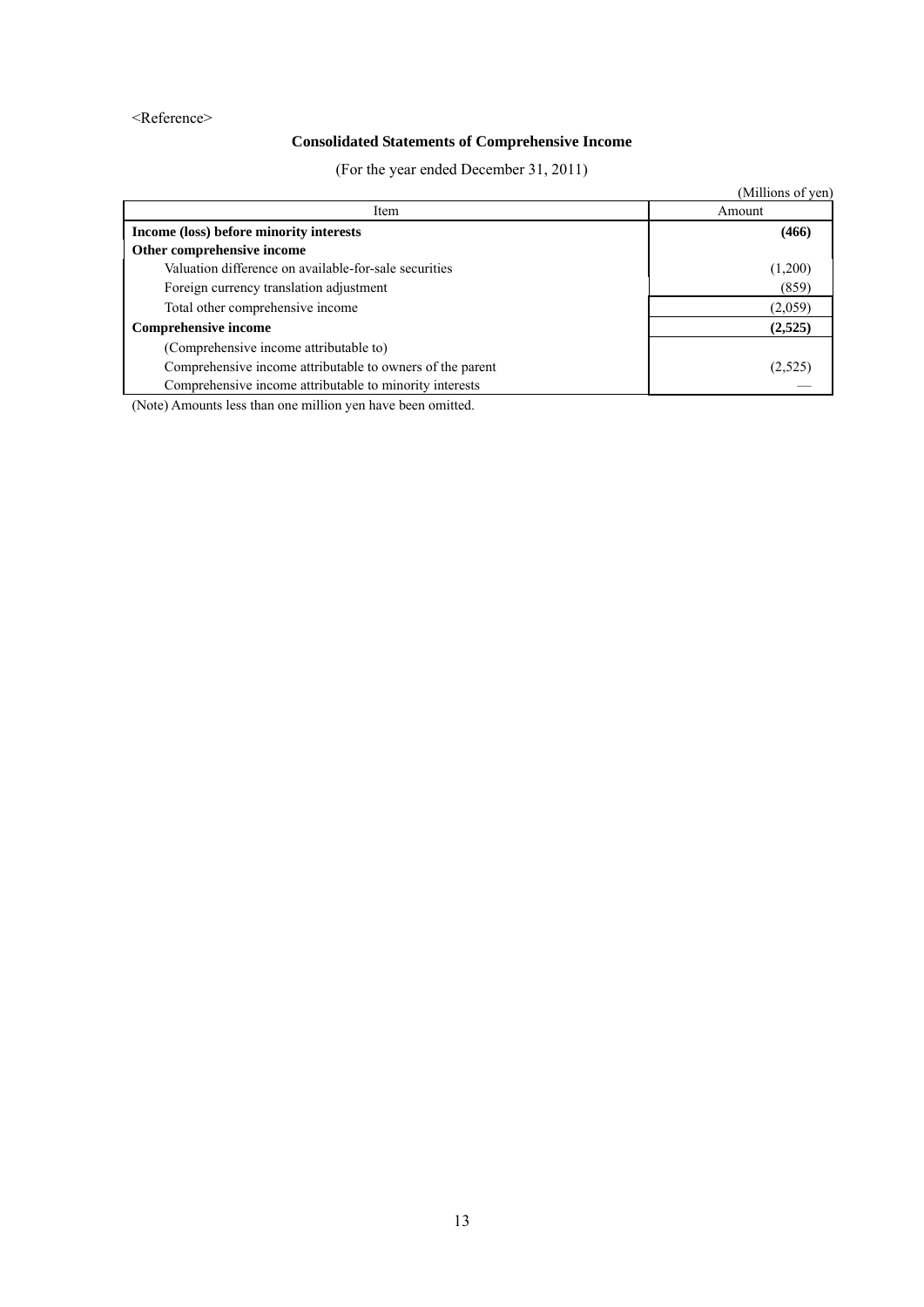<Reference>

## Consolidated Statements of Comprehensive Income

(For the year ended December 31, 2011)

(Millions of yen)

| Item | Amount |
|---|---|
| **Income (loss) before minority interests** | **(466)** |
| **Other comprehensive income** | |
| Valuation difference on available-for-sale securities | (1,200) |
| Foreign currency translation adjustment | (859) |
| Total other comprehensive income | (2,059) |
| **Comprehensive income** | **(2,525)** |
| (Comprehensive income attributable to) | |
| Comprehensive income attributable to owners of the parent | (2,525) |
| Comprehensive income attributable to minority interests | — |

(Note) Amounts less than one million yen have been omitted.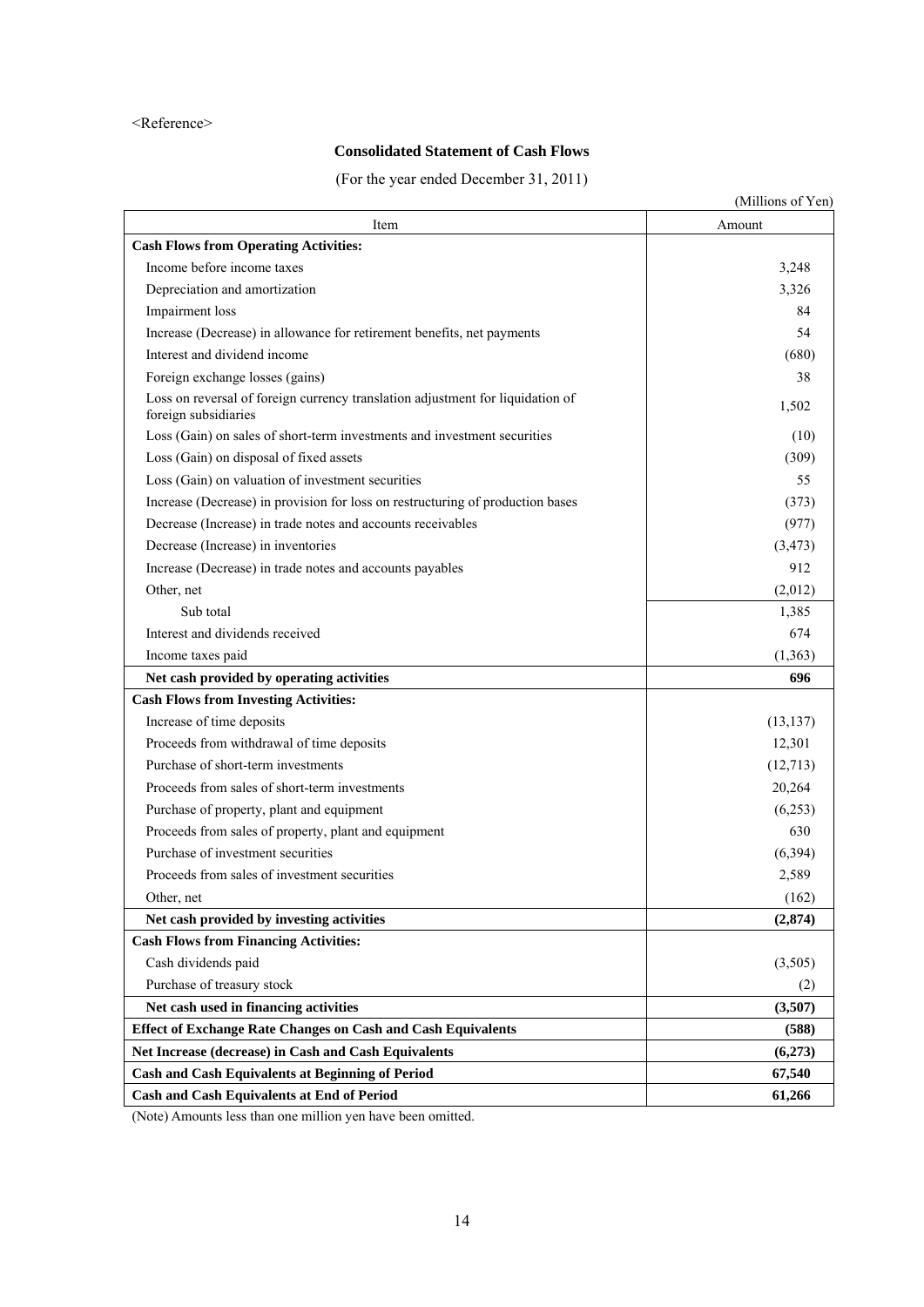<Reference>

## Consolidated Statement of Cash Flows

(For the year ended December 31, 2011)

(Millions of Yen)

| Item | Amount |
|---|---|
| **Cash Flows from Operating Activities:** | |
| Income before income taxes | 3,248 |
| Depreciation and amortization | 3,326 |
| Impairment loss | 84 |
| Increase (Decrease) in allowance for retirement benefits, net payments | 54 |
| Interest and dividend income | (680) |
| Foreign exchange losses (gains) | 38 |
| Loss on reversal of foreign currency translation adjustment for liquidation of foreign subsidiaries | 1,502 |
| Loss (Gain) on sales of short-term investments and investment securities | (10) |
| Loss (Gain) on disposal of fixed assets | (309) |
| Loss (Gain) on valuation of investment securities | 55 |
| Increase (Decrease) in provision for loss on restructuring of production bases | (373) |
| Decrease (Increase) in trade notes and accounts receivables | (977) |
| Decrease (Increase) in inventories | (3,473) |
| Increase (Decrease) in trade notes and accounts payables | 912 |
| Other, net | (2,012) |
| Sub total | 1,385 |
| Interest and dividends received | 674 |
| Income taxes paid | (1,363) |
| **Net cash provided by operating activities** | **696** |
| **Cash Flows from Investing Activities:** | |
| Increase of time deposits | (13,137) |
| Proceeds from withdrawal of time deposits | 12,301 |
| Purchase of short-term investments | (12,713) |
| Proceeds from sales of short-term investments | 20,264 |
| Purchase of property, plant and equipment | (6,253) |
| Proceeds from sales of property, plant and equipment | 630 |
| Purchase of investment securities | (6,394) |
| Proceeds from sales of investment securities | 2,589 |
| Other, net | (162) |
| **Net cash provided by investing activities** | **(2,874)** |
| **Cash Flows from Financing Activities:** | |
| Cash dividends paid | (3,505) |
| Purchase of treasury stock | (2) |
| **Net cash used in financing activities** | **(3,507)** |
| **Effect of Exchange Rate Changes on Cash and Cash Equivalents** | **(588)** |
| **Net Increase (decrease) in Cash and Cash Equivalents** | **(6,273)** |
| **Cash and Cash Equivalents at Beginning of Period** | **67,540** |
| **Cash and Cash Equivalents at End of Period** | **61,266** |

(Note) Amounts less than one million yen have been omitted.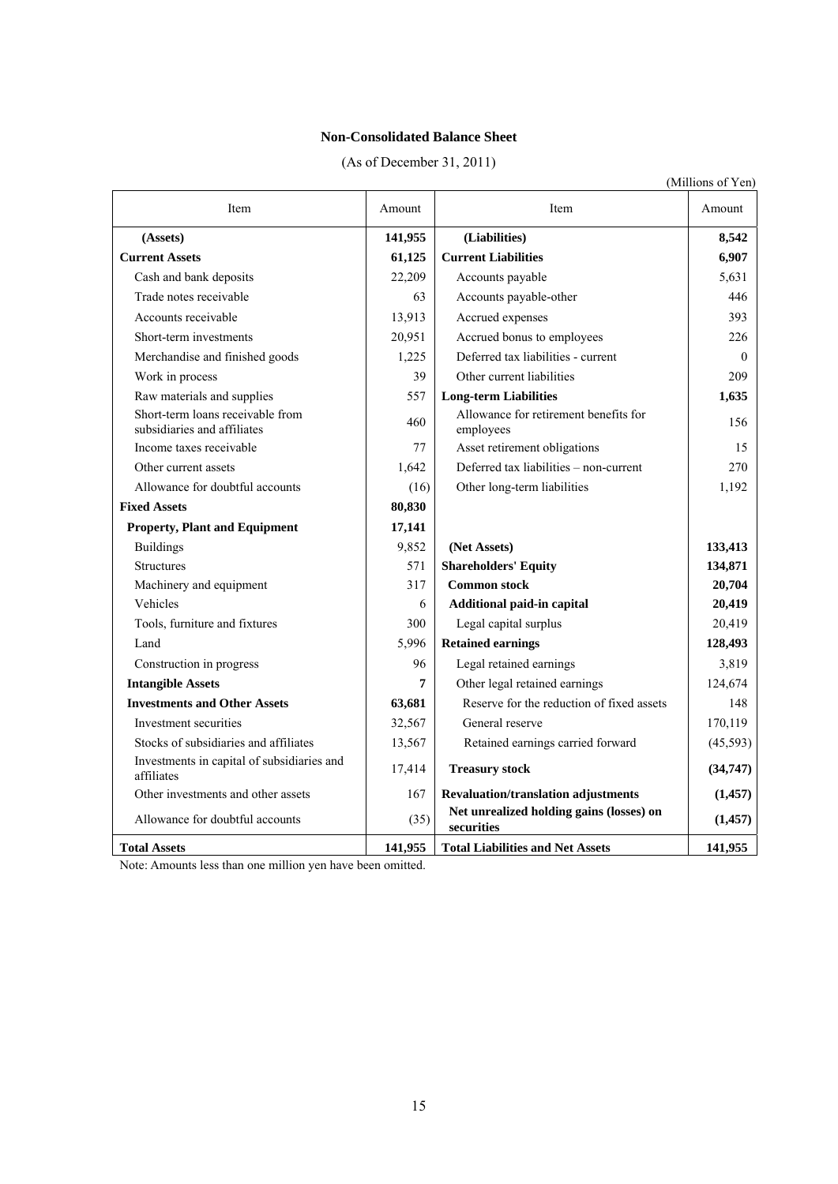**Non-Consolidated Balance Sheet**

(As of December 31, 2011)

(Millions of Yen)

| Item | Amount | Item | Amount |
|---|---|---|---|
| **(Assets)** | **141,955** | **(Liabilities)** | **8,542** |
| **Current Assets** | **61,125** | **Current Liabilities** | **6,907** |
| Cash and bank deposits | 22,209 | Accounts payable | 5,631 |
| Trade notes receivable | 63 | Accounts payable-other | 446 |
| Accounts receivable | 13,913 | Accrued expenses | 393 |
| Short-term investments | 20,951 | Accrued bonus to employees | 226 |
| Merchandise and finished goods | 1,225 | Deferred tax liabilities - current | 0 |
| Work in process | 39 | Other current liabilities | 209 |
| Raw materials and supplies | 557 | **Long-term Liabilities** | **1,635** |
| Short-term loans receivable from subsidiaries and affiliates | 460 | Allowance for retirement benefits for employees | 156 |
| Income taxes receivable | 77 | Asset retirement obligations | 15 |
| Other current assets | 1,642 | Deferred tax liabilities – non-current | 270 |
| Allowance for doubtful accounts | (16) | Other long-term liabilities | 1,192 |
| **Fixed Assets** | **80,830** | | |
| **Property, Plant and Equipment** | **17,141** | | |
| Buildings | 9,852 | **(Net Assets)** | **133,413** |
| Structures | 571 | **Shareholders' Equity** | **134,871** |
| Machinery and equipment | 317 | **Common stock** | **20,704** |
| Vehicles | 6 | **Additional paid-in capital** | **20,419** |
| Tools, furniture and fixtures | 300 | Legal capital surplus | 20,419 |
| Land | 5,996 | **Retained earnings** | **128,493** |
| Construction in progress | 96 | Legal retained earnings | 3,819 |
| **Intangible Assets** | **7** | Other legal retained earnings | 124,674 |
| **Investments and Other Assets** | **63,681** | Reserve for the reduction of fixed assets | 148 |
| Investment securities | 32,567 | General reserve | 170,119 |
| Stocks of subsidiaries and affiliates | 13,567 | Retained earnings carried forward | (45,593) |
| Investments in capital of subsidiaries and affiliates | 17,414 | **Treasury stock** | **(34,747)** |
| Other investments and other assets | 167 | **Revaluation/translation adjustments** | **(1,457)** |
| Allowance for doubtful accounts | (35) | **Net unrealized holding gains (losses) on securities** | **(1,457)** |
| **Total Assets** | **141,955** | **Total Liabilities and Net Assets** | **141,955** |

Note: Amounts less than one million yen have been omitted.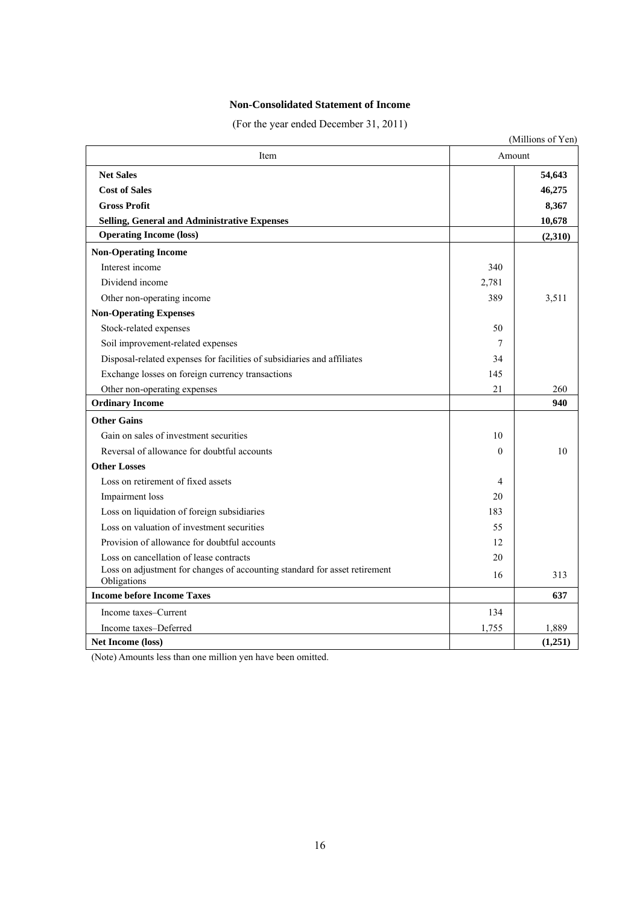# Non-Consolidated Statement of Income

(For the year ended December 31, 2011)

(Millions of Yen)

| Item | Amount | |
|---|---|---|
| **Net Sales** | | **54,643** |
| **Cost of Sales** | | **46,275** |
| **Gross Profit** | | **8,367** |
| **Selling, General and Administrative Expenses** | | **10,678** |
| **Operating Income (loss)** | | **(2,310)** |
| **Non-Operating Income** | | |
| Interest income | 340 | |
| Dividend income | 2,781 | |
| Other non-operating income | 389 | 3,511 |
| **Non-Operating Expenses** | | |
| Stock-related expenses | 50 | |
| Soil improvement-related expenses | 7 | |
| Disposal-related expenses for facilities of subsidiaries and affiliates | 34 | |
| Exchange losses on foreign currency transactions | 145 | |
| Other non-operating expenses | 21 | 260 |
| **Ordinary Income** | | **940** |
| **Other Gains** | | |
| Gain on sales of investment securities | 10 | |
| Reversal of allowance for doubtful accounts | 0 | 10 |
| **Other Losses** | | |
| Loss on retirement of fixed assets | 4 | |
| Impairment loss | 20 | |
| Loss on liquidation of foreign subsidiaries | 183 | |
| Loss on valuation of investment securities | 55 | |
| Provision of allowance for doubtful accounts | 12 | |
| Loss on cancellation of lease contracts | 20 | |
| Loss on adjustment for changes of accounting standard for asset retirement Obligations | 16 | 313 |
| **Income before Income Taxes** | | **637** |
| Income taxes–Current | 134 | |
| Income taxes–Deferred | 1,755 | 1,889 |
| **Net Income (loss)** | | **(1,251)** |

(Note) Amounts less than one million yen have been omitted.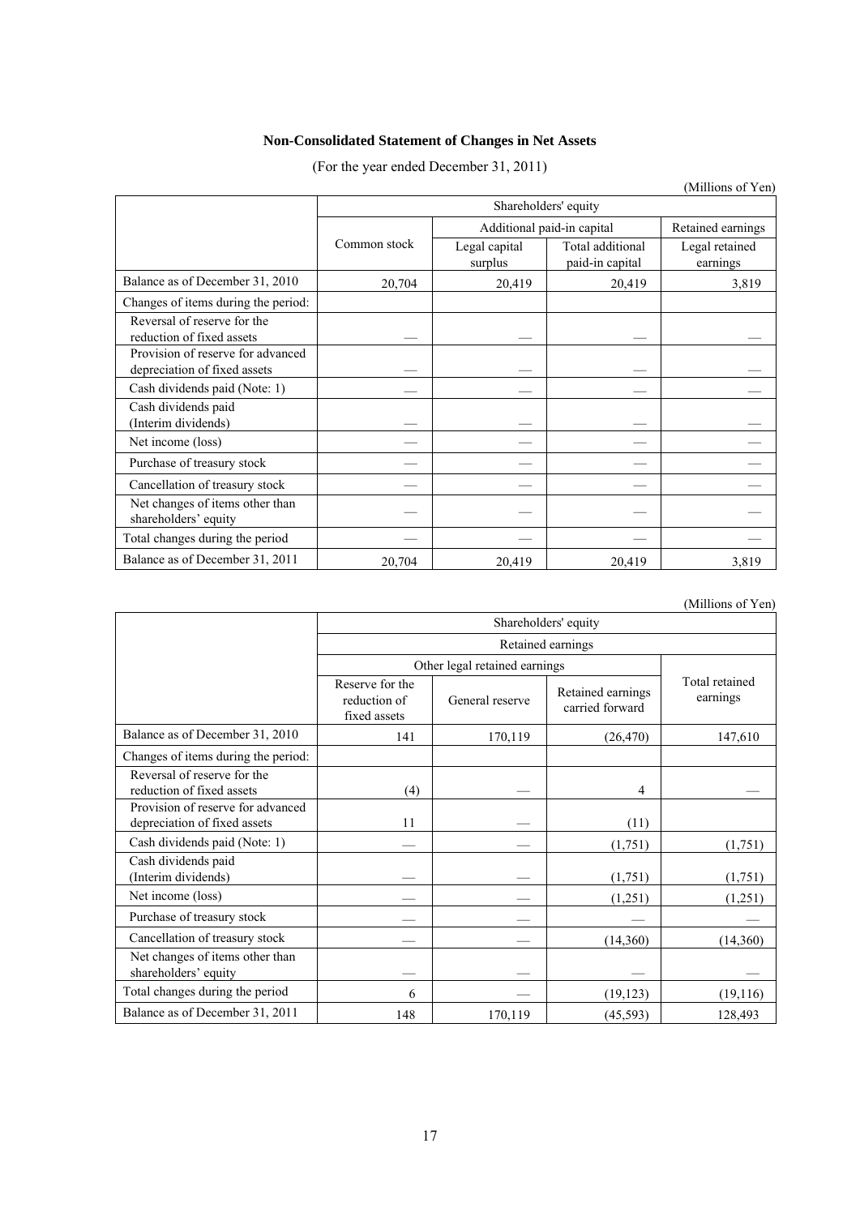**Non-Consolidated Statement of Changes in Net Assets**

(For the year ended December 31, 2011)

(Millions of Yen)

| | Shareholders' equity | | | |
|---|---|---|---|---|
| | Common stock | Additional paid-in capital | | Retained earnings |
| | | Legal capital surplus | Total additional paid-in capital | Legal retained earnings |
| Balance as of December 31, 2010 | 20,704 | 20,419 | 20,419 | 3,819 |
| Changes of items during the period: | | | | |
| Reversal of reserve for the reduction of fixed assets | — | — | — | — |
| Provision of reserve for advanced depreciation of fixed assets | — | — | — | — |
| Cash dividends paid (Note: 1) | — | — | — | — |
| Cash dividends paid (Interim dividends) | — | — | — | — |
| Net income (loss) | — | — | — | — |
| Purchase of treasury stock | — | — | — | — |
| Cancellation of treasury stock | — | — | — | — |
| Net changes of items other than shareholders' equity | — | — | — | — |
| Total changes during the period | — | — | — | — |
| Balance as of December 31, 2011 | 20,704 | 20,419 | 20,419 | 3,819 |

(Millions of Yen)

| | Shareholders' equity | | | |
|---|---|---|---|---|
| | Retained earnings | | | |
| | Other legal retained earnings | | | Total retained earnings |
| | Reserve for the reduction of fixed assets | General reserve | Retained earnings carried forward | |
| Balance as of December 31, 2010 | 141 | 170,119 | (26,470) | 147,610 |
| Changes of items during the period: | | | | |
| Reversal of reserve for the reduction of fixed assets | (4) | — | 4 | — |
| Provision of reserve for advanced depreciation of fixed assets | 11 | — | (11) | |
| Cash dividends paid (Note: 1) | — | — | (1,751) | (1,751) |
| Cash dividends paid (Interim dividends) | — | — | (1,751) | (1,751) |
| Net income (loss) | — | — | (1,251) | (1,251) |
| Purchase of treasury stock | — | — | — | — |
| Cancellation of treasury stock | — | — | (14,360) | (14,360) |
| Net changes of items other than shareholders' equity | — | — | — | — |
| Total changes during the period | 6 | — | (19,123) | (19,116) |
| Balance as of December 31, 2011 | 148 | 170,119 | (45,593) | 128,493 |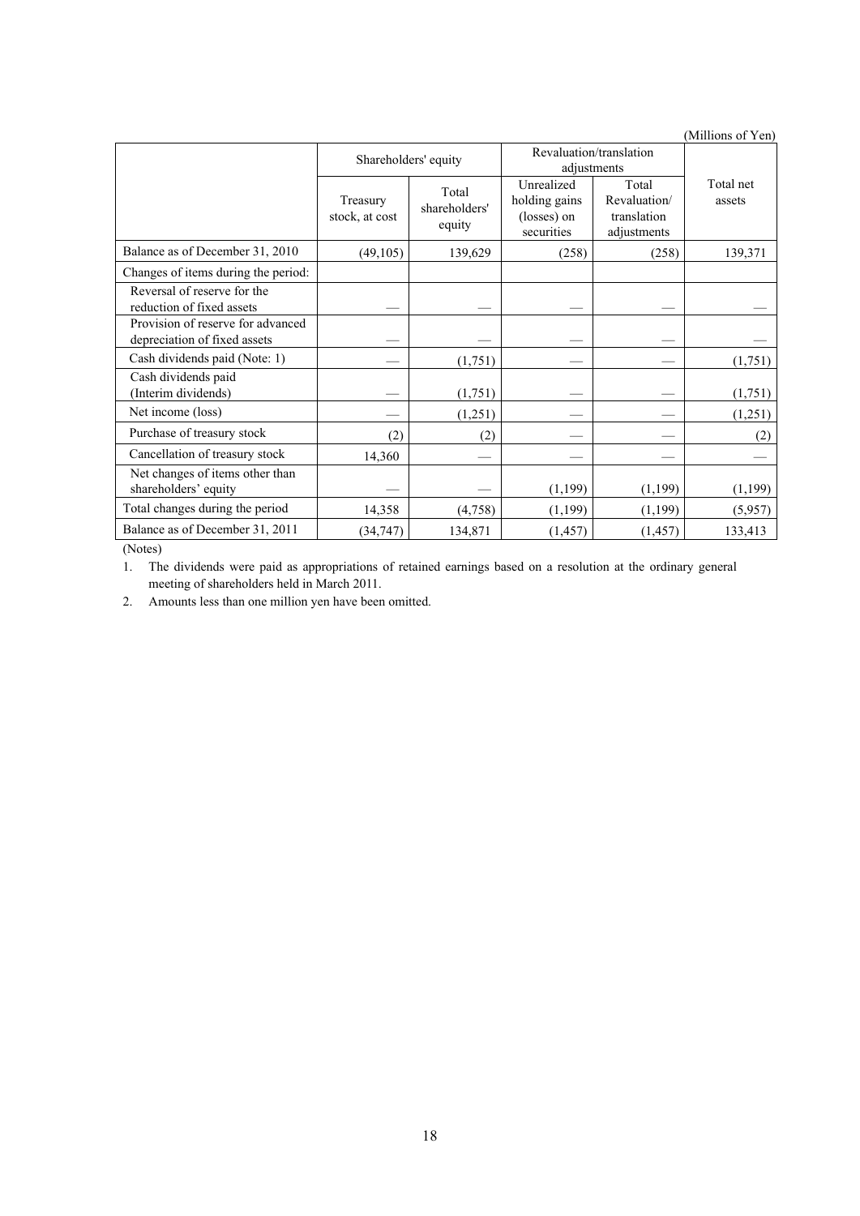(Millions of Yen)

| | Shareholders' equity | | Revaluation/translation adjustments | | Total net assets |
|---|---|---|---|---|---|
| | Treasury stock, at cost | Total shareholders' equity | Unrealized holding gains (losses) on securities | Total Revaluation/ translation adjustments | |
| Balance as of December 31, 2010 | (49,105) | 139,629 | (258) | (258) | 139,371 |
| Changes of items during the period: | | | | | |
| Reversal of reserve for the reduction of fixed assets | — | — | — | — | — |
| Provision of reserve for advanced depreciation of fixed assets | — | — | — | — | — |
| Cash dividends paid (Note: 1) | — | (1,751) | — | — | (1,751) |
| Cash dividends paid (Interim dividends) | — | (1,751) | — | — | (1,751) |
| Net income (loss) | — | (1,251) | — | — | (1,251) |
| Purchase of treasury stock | (2) | (2) | — | — | (2) |
| Cancellation of treasury stock | 14,360 | — | — | — | — |
| Net changes of items other than shareholders' equity | — | — | (1,199) | (1,199) | (1,199) |
| Total changes during the period | 14,358 | (4,758) | (1,199) | (1,199) | (5,957) |
| Balance as of December 31, 2011 | (34,747) | 134,871 | (1,457) | (1,457) | 133,413 |

(Notes)

1. The dividends were paid as appropriations of retained earnings based on a resolution at the ordinary general meeting of shareholders held in March 2011.
2. Amounts less than one million yen have been omitted.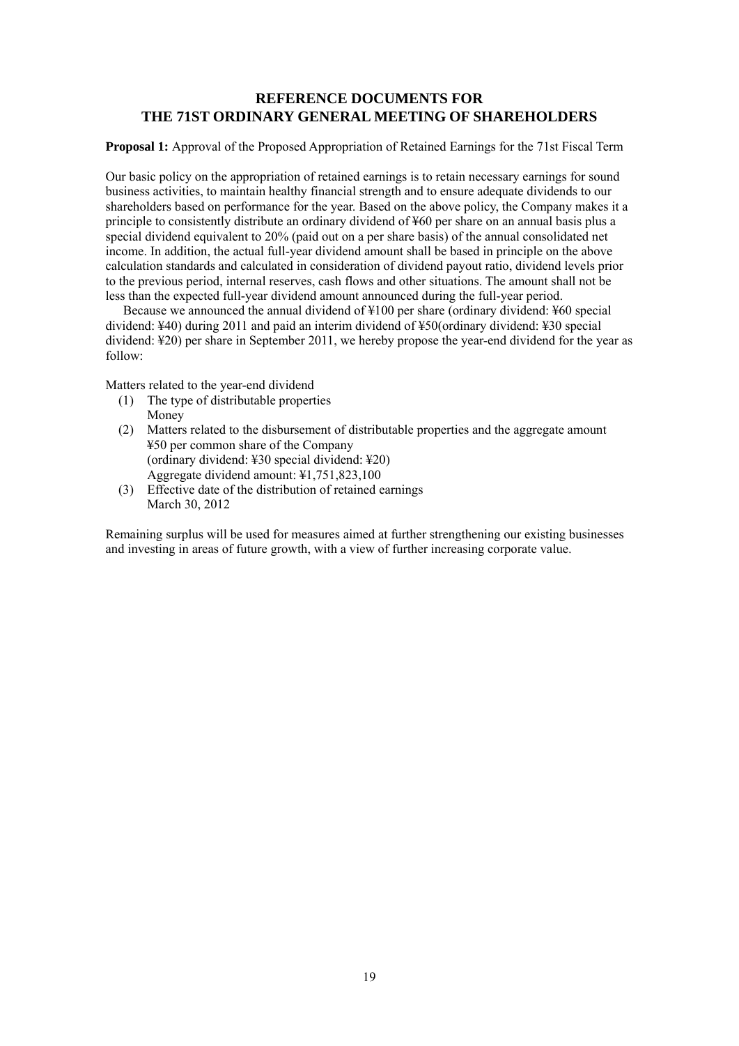# REFERENCE DOCUMENTS FOR THE 71ST ORDINARY GENERAL MEETING OF SHAREHOLDERS

**Proposal 1:** Approval of the Proposed Appropriation of Retained Earnings for the 71st Fiscal Term

Our basic policy on the appropriation of retained earnings is to retain necessary earnings for sound business activities, to maintain healthy financial strength and to ensure adequate dividends to our shareholders based on performance for the year. Based on the above policy, the Company makes it a principle to consistently distribute an ordinary dividend of ¥60 per share on an annual basis plus a special dividend equivalent to 20% (paid out on a per share basis) of the annual consolidated net income. In addition, the actual full-year dividend amount shall be based in principle on the above calculation standards and calculated in consideration of dividend payout ratio, dividend levels prior to the previous period, internal reserves, cash flows and other situations. The amount shall not be less than the expected full-year dividend amount announced during the full-year period.

Because we announced the annual dividend of ¥100 per share (ordinary dividend: ¥60 special dividend: ¥40) during 2011 and paid an interim dividend of ¥50(ordinary dividend: ¥30 special dividend: ¥20) per share in September 2011, we hereby propose the year-end dividend for the year as follow:

Matters related to the year-end dividend

(1) The type of distributable properties
    Money
(2) Matters related to the disbursement of distributable properties and the aggregate amount
    ¥50 per common share of the Company
    (ordinary dividend: ¥30 special dividend: ¥20)
    Aggregate dividend amount: ¥1,751,823,100
(3) Effective date of the distribution of retained earnings
    March 30, 2012

Remaining surplus will be used for measures aimed at further strengthening our existing businesses and investing in areas of future growth, with a view of further increasing corporate value.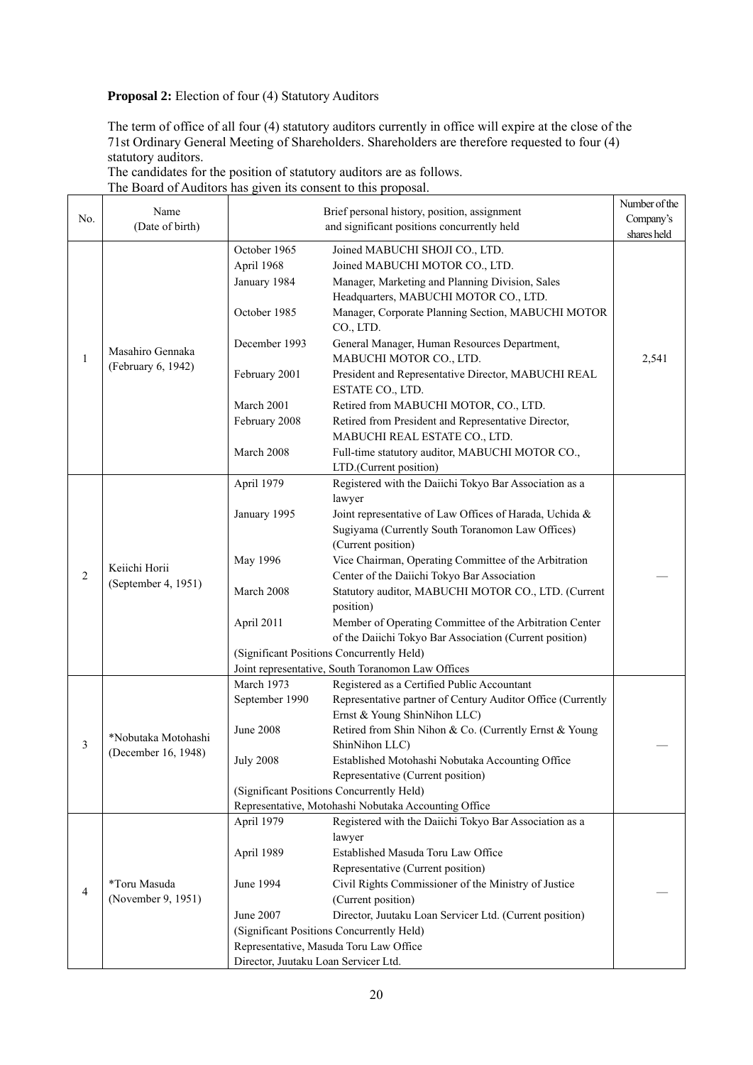**Proposal 2:** Election of four (4) Statutory Auditors

The term of office of all four (4) statutory auditors currently in office will expire at the close of the 71st Ordinary General Meeting of Shareholders. Shareholders are therefore requested to four (4) statutory auditors.
The candidates for the position of statutory auditors are as follows.
The Board of Auditors has given its consent to this proposal.

| No. | Name (Date of birth) | Brief personal history, position, assignment and significant positions concurrently held | | Number of the Company's shares held |
|---|---|---|---|---|
| 1 | Masahiro Gennaka (February 6, 1942) | October 1965 | Joined MABUCHI SHOJI CO., LTD. | 2,541 |
| | | April 1968 | Joined MABUCHI MOTOR CO., LTD. | |
| | | January 1984 | Manager, Marketing and Planning Division, Sales Headquarters, MABUCHI MOTOR CO., LTD. | |
| | | October 1985 | Manager, Corporate Planning Section, MABUCHI MOTOR CO., LTD. | |
| | | December 1993 | General Manager, Human Resources Department, MABUCHI MOTOR CO., LTD. | |
| | | February 2001 | President and Representative Director, MABUCHI REAL ESTATE CO., LTD. | |
| | | March 2001 | Retired from MABUCHI MOTOR, CO., LTD. | |
| | | February 2008 | Retired from President and Representative Director, MABUCHI REAL ESTATE CO., LTD. | |
| | | March 2008 | Full-time statutory auditor, MABUCHI MOTOR CO., LTD.(Current position) | |
| 2 | Keiichi Horii (September 4, 1951) | April 1979 | Registered with the Daiichi Tokyo Bar Association as a lawyer | — |
| | | January 1995 | Joint representative of Law Offices of Harada, Uchida & Sugiyama (Currently South Toranomon Law Offices) (Current position) | |
| | | May 1996 | Vice Chairman, Operating Committee of the Arbitration Center of the Daiichi Tokyo Bar Association | |
| | | March 2008 | Statutory auditor, MABUCHI MOTOR CO., LTD. (Current position) | |
| | | April 2011 | Member of Operating Committee of the Arbitration Center of the Daiichi Tokyo Bar Association (Current position) | |
| | | (Significant Positions Concurrently Held) | | |
| | | Joint representative, South Toranomon Law Offices | | |
| 3 | *Nobutaka Motohashi (December 16, 1948) | March 1973 | Registered as a Certified Public Accountant | — |
| | | September 1990 | Representative partner of Century Auditor Office (Currently Ernst & Young ShinNihon LLC) | |
| | | June 2008 | Retired from Shin Nihon & Co. (Currently Ernst & Young ShinNihon LLC) | |
| | | July 2008 | Established Motohashi Nobutaka Accounting Office Representative (Current position) | |
| | | (Significant Positions Concurrently Held) | | |
| | | Representative, Motohashi Nobutaka Accounting Office | | |
| 4 | *Toru Masuda (November 9, 1951) | April 1979 | Registered with the Daiichi Tokyo Bar Association as a lawyer | — |
| | | April 1989 | Established Masuda Toru Law Office Representative (Current position) | |
| | | June 1994 | Civil Rights Commissioner of the Ministry of Justice (Current position) | |
| | | June 2007 | Director, Juutaku Loan Servicer Ltd. (Current position) | |
| | | (Significant Positions Concurrently Held) | | |
| | | Representative, Masuda Toru Law Office | | |
| | | Director, Juutaku Loan Servicer Ltd. | | |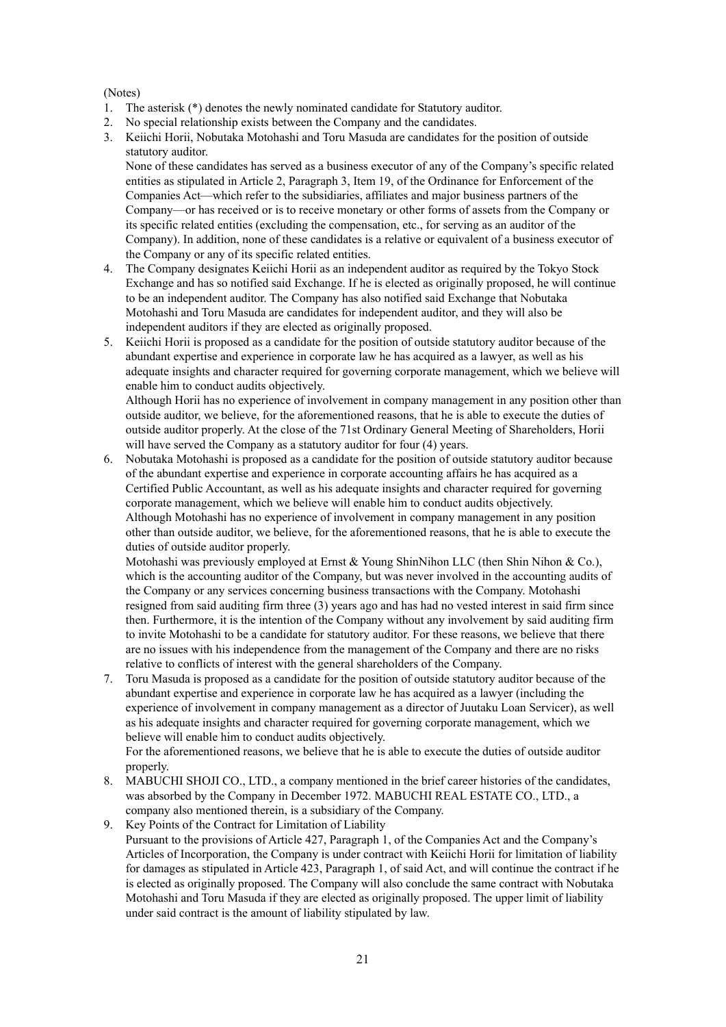(Notes)

1. The asterisk (*) denotes the newly nominated candidate for Statutory auditor.
2. No special relationship exists between the Company and the candidates.
3. Keiichi Horii, Nobutaka Motohashi and Toru Masuda are candidates for the position of outside statutory auditor.
   None of these candidates has served as a business executor of any of the Company's specific related entities as stipulated in Article 2, Paragraph 3, Item 19, of the Ordinance for Enforcement of the Companies Act—which refer to the subsidiaries, affiliates and major business partners of the Company—or has received or is to receive monetary or other forms of assets from the Company or its specific related entities (excluding the compensation, etc., for serving as an auditor of the Company). In addition, none of these candidates is a relative or equivalent of a business executor of the Company or any of its specific related entities.
4. The Company designates Keiichi Horii as an independent auditor as required by the Tokyo Stock Exchange and has so notified said Exchange. If he is elected as originally proposed, he will continue to be an independent auditor. The Company has also notified said Exchange that Nobutaka Motohashi and Toru Masuda are candidates for independent auditor, and they will also be independent auditors if they are elected as originally proposed.
5. Keiichi Horii is proposed as a candidate for the position of outside statutory auditor because of the abundant expertise and experience in corporate law he has acquired as a lawyer, as well as his adequate insights and character required for governing corporate management, which we believe will enable him to conduct audits objectively.
   Although Horii has no experience of involvement in company management in any position other than outside auditor, we believe, for the aforementioned reasons, that he is able to execute the duties of outside auditor properly. At the close of the 71st Ordinary General Meeting of Shareholders, Horii will have served the Company as a statutory auditor for four (4) years.
6. Nobutaka Motohashi is proposed as a candidate for the position of outside statutory auditor because of the abundant expertise and experience in corporate accounting affairs he has acquired as a Certified Public Accountant, as well as his adequate insights and character required for governing corporate management, which we believe will enable him to conduct audits objectively.
   Although Motohashi has no experience of involvement in company management in any position other than outside auditor, we believe, for the aforementioned reasons, that he is able to execute the duties of outside auditor properly.
   Motohashi was previously employed at Ernst & Young ShinNihon LLC (then Shin Nihon & Co.), which is the accounting auditor of the Company, but was never involved in the accounting audits of the Company or any services concerning business transactions with the Company. Motohashi resigned from said auditing firm three (3) years ago and has had no vested interest in said firm since then. Furthermore, it is the intention of the Company without any involvement by said auditing firm to invite Motohashi to be a candidate for statutory auditor. For these reasons, we believe that there are no issues with his independence from the management of the Company and there are no risks relative to conflicts of interest with the general shareholders of the Company.
7. Toru Masuda is proposed as a candidate for the position of outside statutory auditor because of the abundant expertise and experience in corporate law he has acquired as a lawyer (including the experience of involvement in company management as a director of Juutaku Loan Servicer), as well as his adequate insights and character required for governing corporate management, which we believe will enable him to conduct audits objectively.
   For the aforementioned reasons, we believe that he is able to execute the duties of outside auditor properly.
8. MABUCHI SHOJI CO., LTD., a company mentioned in the brief career histories of the candidates, was absorbed by the Company in December 1972. MABUCHI REAL ESTATE CO., LTD., a company also mentioned therein, is a subsidiary of the Company.
9. Key Points of the Contract for Limitation of Liability
   Pursuant to the provisions of Article 427, Paragraph 1, of the Companies Act and the Company's Articles of Incorporation, the Company is under contract with Keiichi Horii for limitation of liability for damages as stipulated in Article 423, Paragraph 1, of said Act, and will continue the contract if he is elected as originally proposed. The Company will also conclude the same contract with Nobutaka Motohashi and Toru Masuda if they are elected as originally proposed. The upper limit of liability under said contract is the amount of liability stipulated by law.